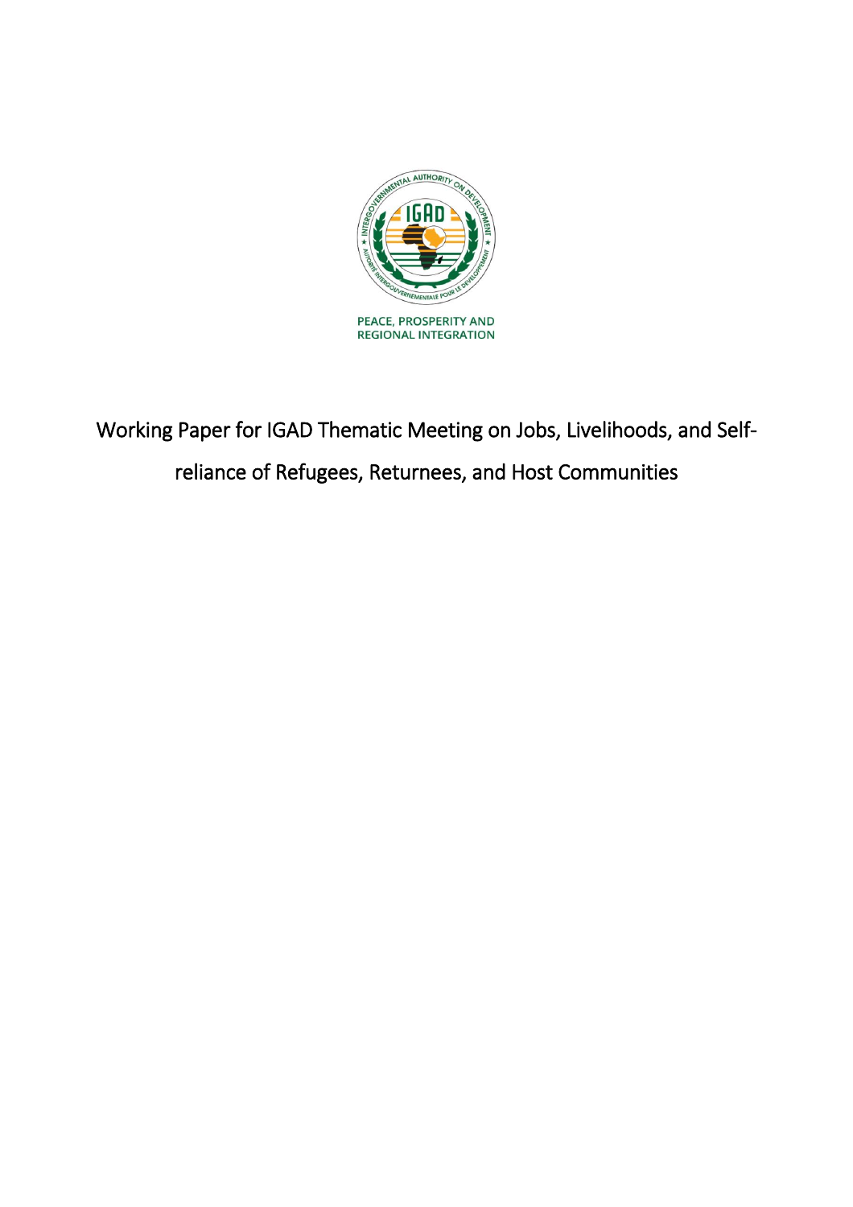PEACE, PROSPERITY AND
REGIONAL INTEGRATION

# Working Paper for IGAD Thematic Meeting on Jobs, Livelihoods, and Self-reliance of Refugees, Returnees, and Host Communities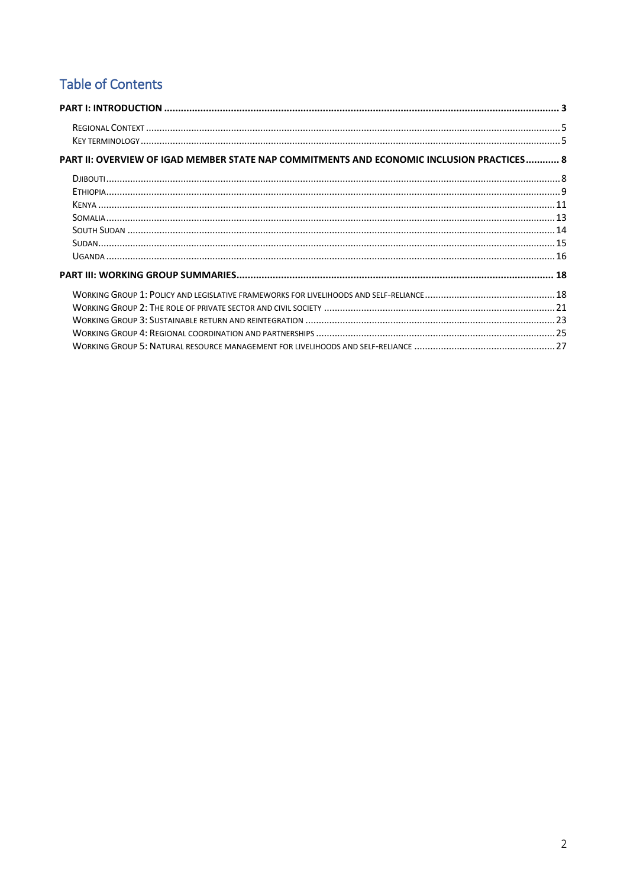# Table of Contents

**PART I: INTRODUCTION** ..... 3

- Regional Context ..... 5
- Key terminology ..... 5

**PART II: OVERVIEW OF IGAD MEMBER STATE NAP COMMITMENTS AND ECONOMIC INCLUSION PRACTICES** ..... 8

- Djibouti ..... 8
- Ethiopia ..... 9
- Kenya ..... 11
- Somalia ..... 13
- South Sudan ..... 14
- Sudan ..... 15
- Uganda ..... 16

**PART III: WORKING GROUP SUMMARIES** ..... 18

- Working Group 1: Policy and legislative frameworks for livelihoods and self-reliance ..... 18
- Working Group 2: The role of private sector and civil society ..... 21
- Working Group 3: Sustainable return and reintegration ..... 23
- Working Group 4: Regional coordination and partnerships ..... 25
- Working Group 5: Natural resource management for livelihoods and self-reliance ..... 27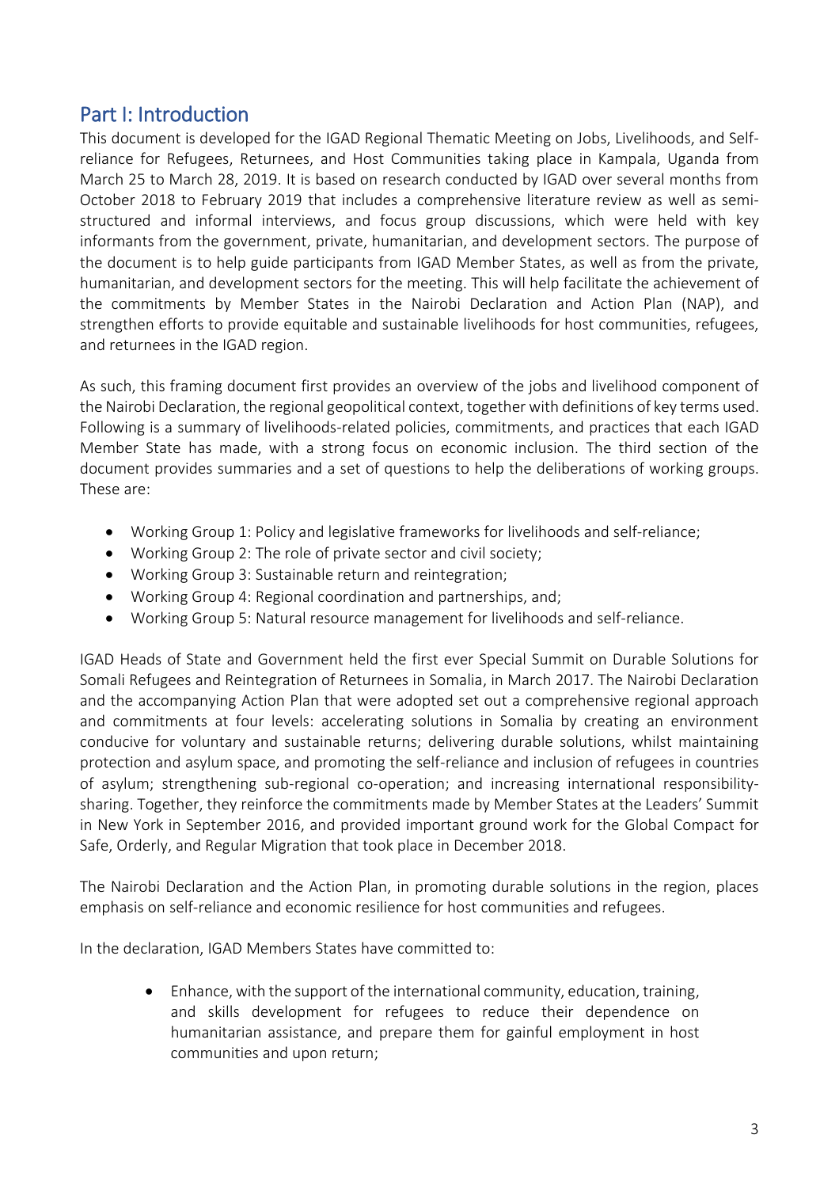## Part I: Introduction

This document is developed for the IGAD Regional Thematic Meeting on Jobs, Livelihoods, and Self-reliance for Refugees, Returnees, and Host Communities taking place in Kampala, Uganda from March 25 to March 28, 2019. It is based on research conducted by IGAD over several months from October 2018 to February 2019 that includes a comprehensive literature review as well as semi-structured and informal interviews, and focus group discussions, which were held with key informants from the government, private, humanitarian, and development sectors. The purpose of the document is to help guide participants from IGAD Member States, as well as from the private, humanitarian, and development sectors for the meeting. This will help facilitate the achievement of the commitments by Member States in the Nairobi Declaration and Action Plan (NAP), and strengthen efforts to provide equitable and sustainable livelihoods for host communities, refugees, and returnees in the IGAD region.

As such, this framing document first provides an overview of the jobs and livelihood component of the Nairobi Declaration, the regional geopolitical context, together with definitions of key terms used. Following is a summary of livelihoods-related policies, commitments, and practices that each IGAD Member State has made, with a strong focus on economic inclusion. The third section of the document provides summaries and a set of questions to help the deliberations of working groups. These are:

- Working Group 1: Policy and legislative frameworks for livelihoods and self-reliance;
- Working Group 2: The role of private sector and civil society;
- Working Group 3: Sustainable return and reintegration;
- Working Group 4: Regional coordination and partnerships, and;
- Working Group 5: Natural resource management for livelihoods and self-reliance.

IGAD Heads of State and Government held the first ever Special Summit on Durable Solutions for Somali Refugees and Reintegration of Returnees in Somalia, in March 2017. The Nairobi Declaration and the accompanying Action Plan that were adopted set out a comprehensive regional approach and commitments at four levels: accelerating solutions in Somalia by creating an environment conducive for voluntary and sustainable returns; delivering durable solutions, whilst maintaining protection and asylum space, and promoting the self-reliance and inclusion of refugees in countries of asylum; strengthening sub-regional co-operation; and increasing international responsibility-sharing. Together, they reinforce the commitments made by Member States at the Leaders' Summit in New York in September 2016, and provided important ground work for the Global Compact for Safe, Orderly, and Regular Migration that took place in December 2018.

The Nairobi Declaration and the Action Plan, in promoting durable solutions in the region, places emphasis on self-reliance and economic resilience for host communities and refugees.

In the declaration, IGAD Members States have committed to:

- Enhance, with the support of the international community, education, training, and skills development for refugees to reduce their dependence on humanitarian assistance, and prepare them for gainful employment in host communities and upon return;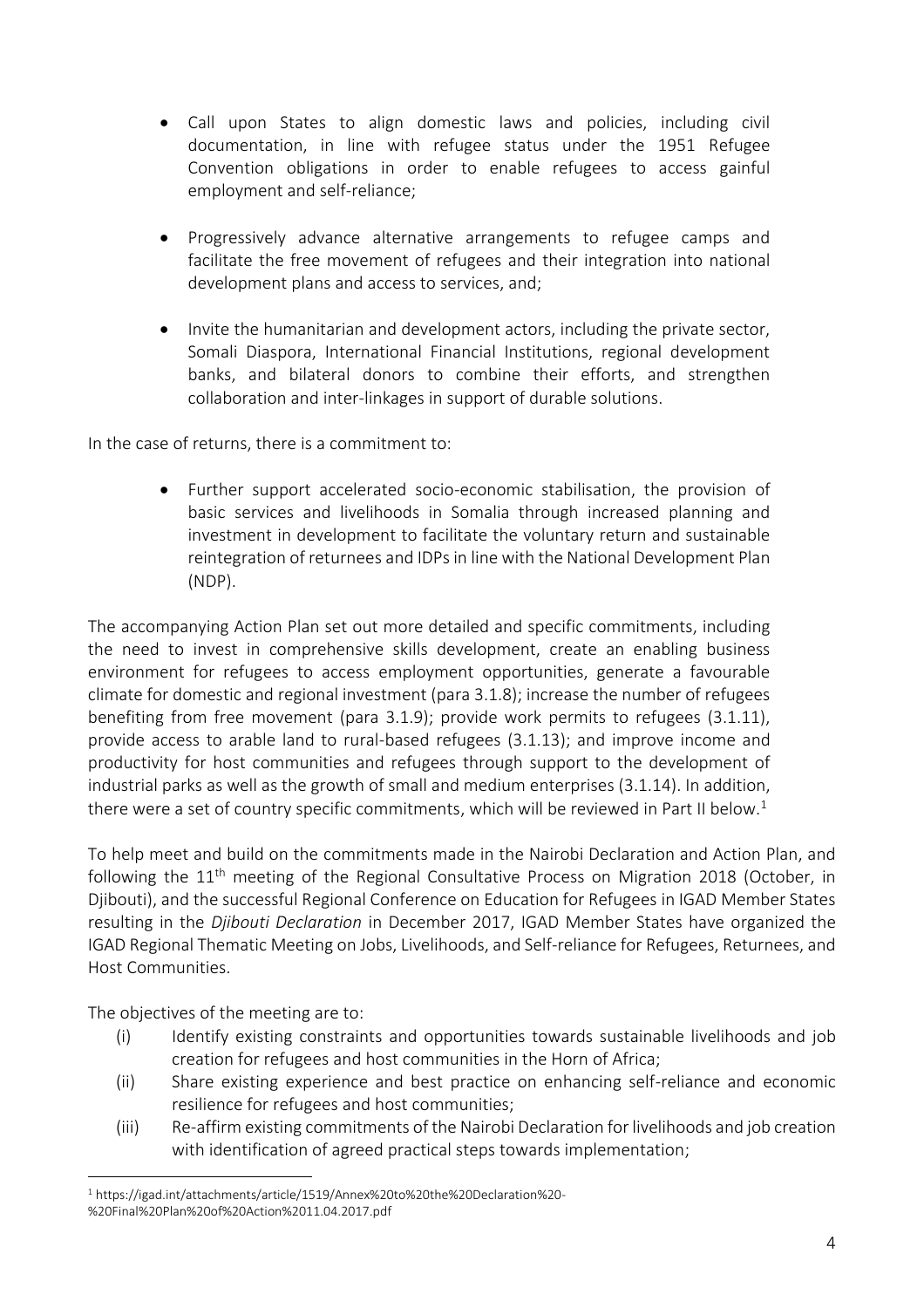- Call upon States to align domestic laws and policies, including civil documentation, in line with refugee status under the 1951 Refugee Convention obligations in order to enable refugees to access gainful employment and self-reliance;
- Progressively advance alternative arrangements to refugee camps and facilitate the free movement of refugees and their integration into national development plans and access to services, and;
- Invite the humanitarian and development actors, including the private sector, Somali Diaspora, International Financial Institutions, regional development banks, and bilateral donors to combine their efforts, and strengthen collaboration and inter-linkages in support of durable solutions.

In the case of returns, there is a commitment to:

- Further support accelerated socio-economic stabilisation, the provision of basic services and livelihoods in Somalia through increased planning and investment in development to facilitate the voluntary return and sustainable reintegration of returnees and IDPs in line with the National Development Plan (NDP).

The accompanying Action Plan set out more detailed and specific commitments, including the need to invest in comprehensive skills development, create an enabling business environment for refugees to access employment opportunities, generate a favourable climate for domestic and regional investment (para 3.1.8); increase the number of refugees benefiting from free movement (para 3.1.9); provide work permits to refugees (3.1.11), provide access to arable land to rural-based refugees (3.1.13); and improve income and productivity for host communities and refugees through support to the development of industrial parks as well as the growth of small and medium enterprises (3.1.14). In addition, there were a set of country specific commitments, which will be reviewed in Part II below.[1]

To help meet and build on the commitments made in the Nairobi Declaration and Action Plan, and following the 11th meeting of the Regional Consultative Process on Migration 2018 (October, in Djibouti), and the successful Regional Conference on Education for Refugees in IGAD Member States resulting in the *Djibouti Declaration* in December 2017, IGAD Member States have organized the IGAD Regional Thematic Meeting on Jobs, Livelihoods, and Self-reliance for Refugees, Returnees, and Host Communities.

The objectives of the meeting are to:

(i) Identify existing constraints and opportunities towards sustainable livelihoods and job creation for refugees and host communities in the Horn of Africa;

(ii) Share existing experience and best practice on enhancing self-reliance and economic resilience for refugees and host communities;

(iii) Re-affirm existing commitments of the Nairobi Declaration for livelihoods and job creation with identification of agreed practical steps towards implementation;

[1] https://igad.int/attachments/article/1519/Annex%20to%20the%20Declaration%20-%20Final%20Plan%20of%20Action%2011.04.2017.pdf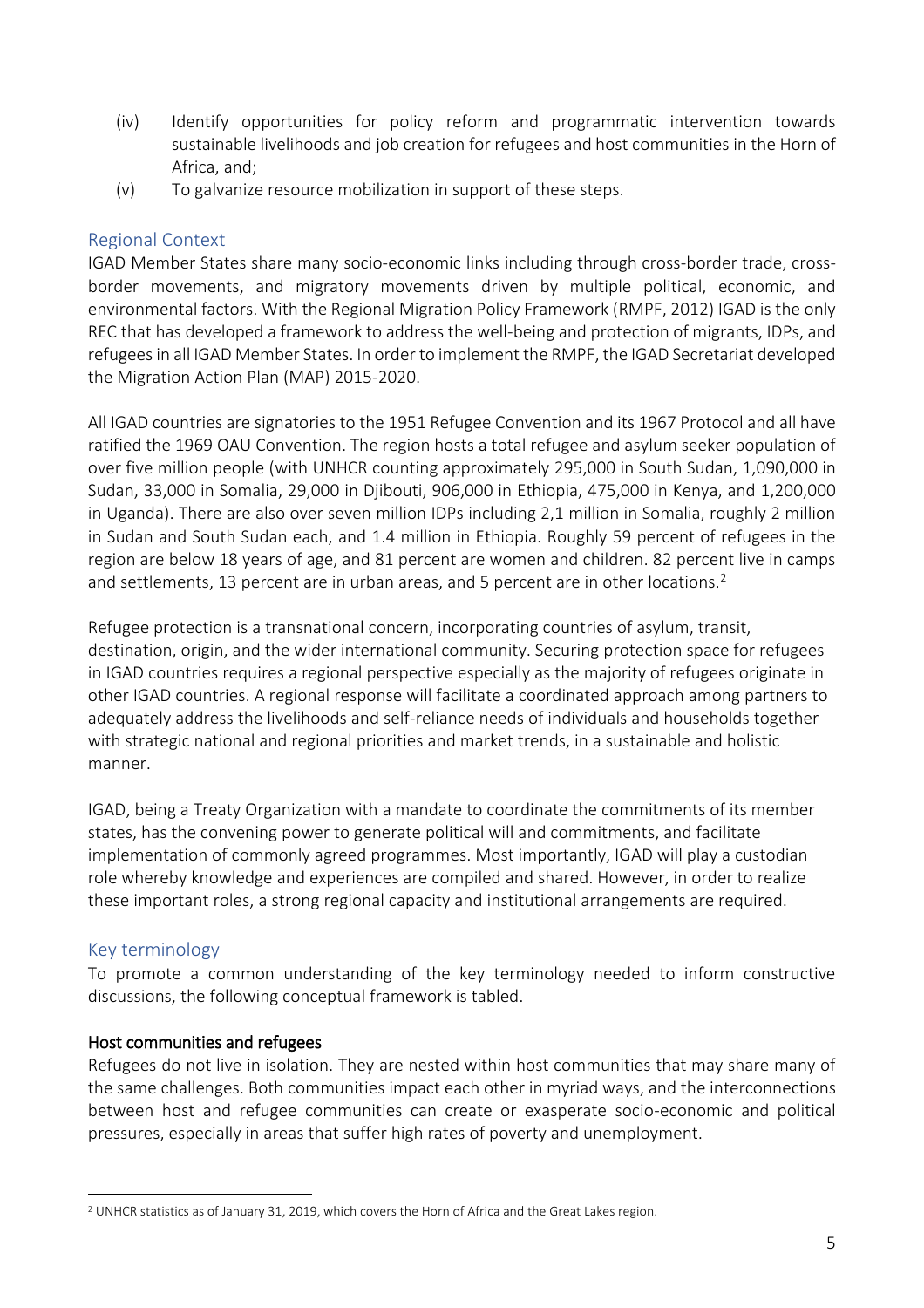(iv) Identify opportunities for policy reform and programmatic intervention towards sustainable livelihoods and job creation for refugees and host communities in the Horn of Africa, and;

(v) To galvanize resource mobilization in support of these steps.

## Regional Context

IGAD Member States share many socio-economic links including through cross-border trade, cross-border movements, and migratory movements driven by multiple political, economic, and environmental factors. With the Regional Migration Policy Framework (RMPF, 2012) IGAD is the only REC that has developed a framework to address the well-being and protection of migrants, IDPs, and refugees in all IGAD Member States. In order to implement the RMPF, the IGAD Secretariat developed the Migration Action Plan (MAP) 2015-2020.

All IGAD countries are signatories to the 1951 Refugee Convention and its 1967 Protocol and all have ratified the 1969 OAU Convention. The region hosts a total refugee and asylum seeker population of over five million people (with UNHCR counting approximately 295,000 in South Sudan, 1,090,000 in Sudan, 33,000 in Somalia, 29,000 in Djibouti, 906,000 in Ethiopia, 475,000 in Kenya, and 1,200,000 in Uganda). There are also over seven million IDPs including 2,1 million in Somalia, roughly 2 million in Sudan and South Sudan each, and 1.4 million in Ethiopia. Roughly 59 percent of refugees in the region are below 18 years of age, and 81 percent are women and children. 82 percent live in camps and settlements, 13 percent are in urban areas, and 5 percent are in other locations.[2]

Refugee protection is a transnational concern, incorporating countries of asylum, transit, destination, origin, and the wider international community. Securing protection space for refugees in IGAD countries requires a regional perspective especially as the majority of refugees originate in other IGAD countries. A regional response will facilitate a coordinated approach among partners to adequately address the livelihoods and self-reliance needs of individuals and households together with strategic national and regional priorities and market trends, in a sustainable and holistic manner.

IGAD, being a Treaty Organization with a mandate to coordinate the commitments of its member states, has the convening power to generate political will and commitments, and facilitate implementation of commonly agreed programmes. Most importantly, IGAD will play a custodian role whereby knowledge and experiences are compiled and shared. However, in order to realize these important roles, a strong regional capacity and institutional arrangements are required.

## Key terminology

To promote a common understanding of the key terminology needed to inform constructive discussions, the following conceptual framework is tabled.

### Host communities and refugees

Refugees do not live in isolation. They are nested within host communities that may share many of the same challenges. Both communities impact each other in myriad ways, and the interconnections between host and refugee communities can create or exasperate socio-economic and political pressures, especially in areas that suffer high rates of poverty and unemployment.

[2] UNHCR statistics as of January 31, 2019, which covers the Horn of Africa and the Great Lakes region.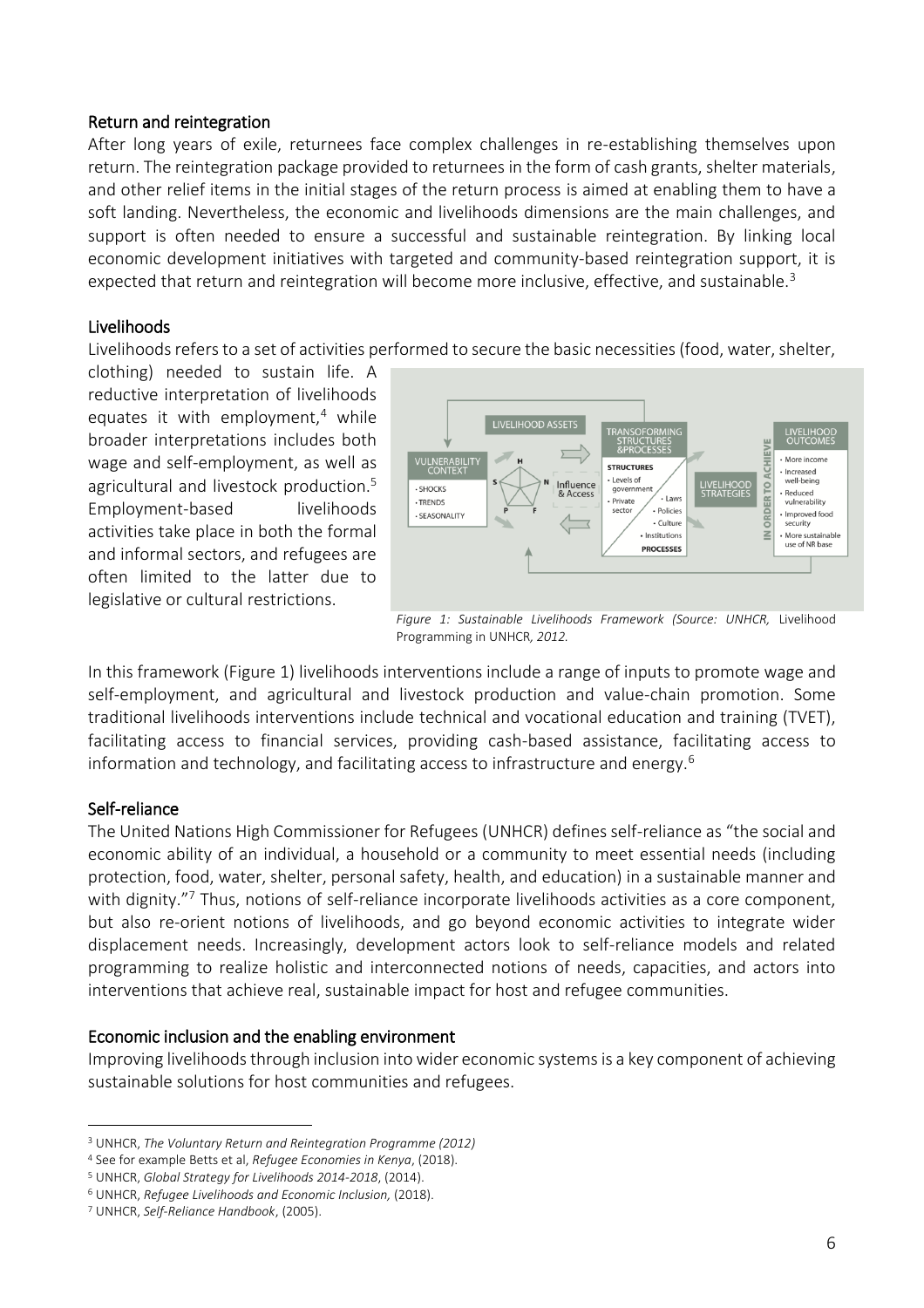### Return and reintegration

After long years of exile, returnees face complex challenges in re-establishing themselves upon return. The reintegration package provided to returnees in the form of cash grants, shelter materials, and other relief items in the initial stages of the return process is aimed at enabling them to have a soft landing. Nevertheless, the economic and livelihoods dimensions are the main challenges, and support is often needed to ensure a successful and sustainable reintegration. By linking local economic development initiatives with targeted and community-based reintegration support, it is expected that return and reintegration will become more inclusive, effective, and sustainable.[3]

### Livelihoods

Livelihoods refers to a set of activities performed to secure the basic necessities (food, water, shelter, clothing) needed to sustain life. A reductive interpretation of livelihoods equates it with employment,[4] while broader interpretations includes both wage and self-employment, as well as agricultural and livestock production.[5] Employment-based livelihoods activities take place in both the formal and informal sectors, and refugees are often limited to the latter due to legislative or cultural restrictions.

*Figure 1: Sustainable Livelihoods Framework (Source: UNHCR,* Livelihood Programming in UNHCR*, 2012.*

In this framework (Figure 1) livelihoods interventions include a range of inputs to promote wage and self-employment, and agricultural and livestock production and value-chain promotion. Some traditional livelihoods interventions include technical and vocational education and training (TVET), facilitating access to financial services, providing cash-based assistance, facilitating access to information and technology, and facilitating access to infrastructure and energy.[6]

### Self-reliance

The United Nations High Commissioner for Refugees (UNHCR) defines self-reliance as "the social and economic ability of an individual, a household or a community to meet essential needs (including protection, food, water, shelter, personal safety, health, and education) in a sustainable manner and with dignity."[7] Thus, notions of self-reliance incorporate livelihoods activities as a core component, but also re-orient notions of livelihoods, and go beyond economic activities to integrate wider displacement needs. Increasingly, development actors look to self-reliance models and related programming to realize holistic and interconnected notions of needs, capacities, and actors into interventions that achieve real, sustainable impact for host and refugee communities.

### Economic inclusion and the enabling environment

Improving livelihoods through inclusion into wider economic systems is a key component of achieving sustainable solutions for host communities and refugees.

---

[3] UNHCR, *The Voluntary Return and Reintegration Programme (2012)*

[4] See for example Betts et al, *Refugee Economies in Kenya*, (2018).

[5] UNHCR, *Global Strategy for Livelihoods 2014-2018*, (2014).

[6] UNHCR, *Refugee Livelihoods and Economic Inclusion,* (2018).

[7] UNHCR, *Self-Reliance Handbook*, (2005).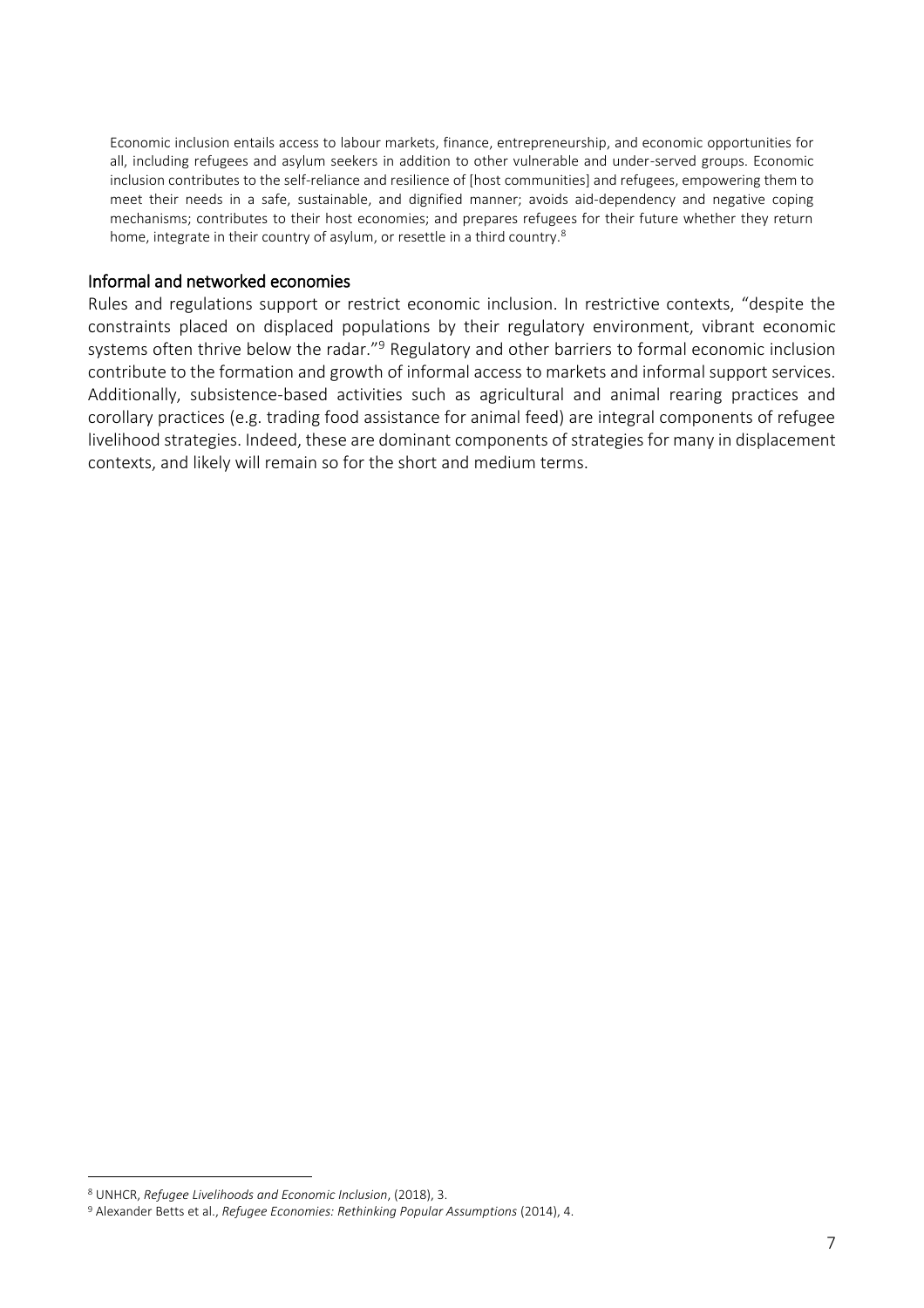> Economic inclusion entails access to labour markets, finance, entrepreneurship, and economic opportunities for all, including refugees and asylum seekers in addition to other vulnerable and under-served groups. Economic inclusion contributes to the self-reliance and resilience of [host communities] and refugees, empowering them to meet their needs in a safe, sustainable, and dignified manner; avoids aid-dependency and negative coping mechanisms; contributes to their host economies; and prepares refugees for their future whether they return home, integrate in their country of asylum, or resettle in a third country.[8]

### Informal and networked economies

Rules and regulations support or restrict economic inclusion. In restrictive contexts, "despite the constraints placed on displaced populations by their regulatory environment, vibrant economic systems often thrive below the radar."[9] Regulatory and other barriers to formal economic inclusion contribute to the formation and growth of informal access to markets and informal support services. Additionally, subsistence-based activities such as agricultural and animal rearing practices and corollary practices (e.g. trading food assistance for animal feed) are integral components of refugee livelihood strategies. Indeed, these are dominant components of strategies for many in displacement contexts, and likely will remain so for the short and medium terms.

---

[8] UNHCR, *Refugee Livelihoods and Economic Inclusion*, (2018), 3.

[9] Alexander Betts et al., *Refugee Economies: Rethinking Popular Assumptions* (2014), 4.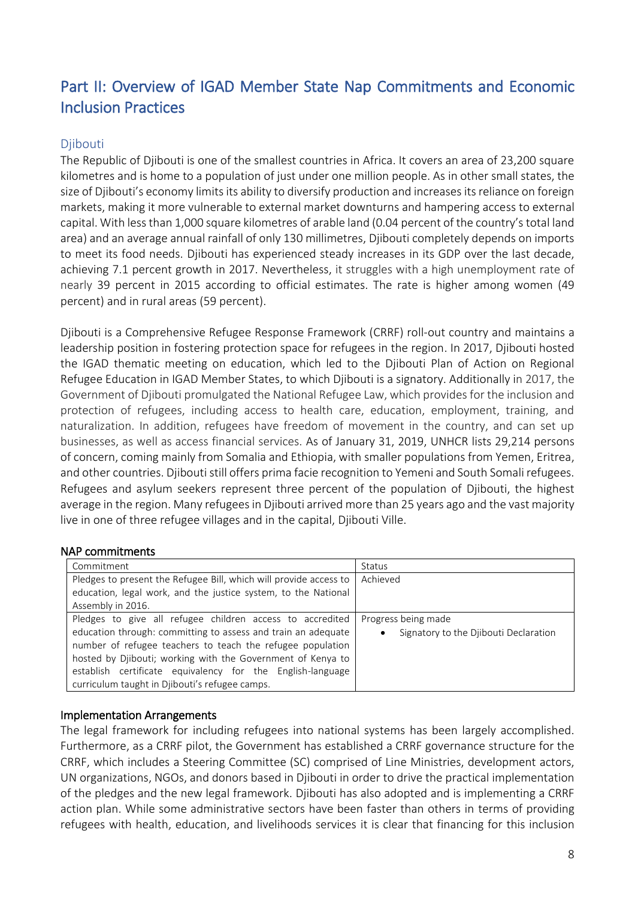## Part II: Overview of IGAD Member State Nap Commitments and Economic Inclusion Practices

### Djibouti

The Republic of Djibouti is one of the smallest countries in Africa. It covers an area of 23,200 square kilometres and is home to a population of just under one million people. As in other small states, the size of Djibouti's economy limits its ability to diversify production and increases its reliance on foreign markets, making it more vulnerable to external market downturns and hampering access to external capital. With less than 1,000 square kilometres of arable land (0.04 percent of the country's total land area) and an average annual rainfall of only 130 millimetres, Djibouti completely depends on imports to meet its food needs. Djibouti has experienced steady increases in its GDP over the last decade, achieving 7.1 percent growth in 2017. Nevertheless, it struggles with a high unemployment rate of nearly 39 percent in 2015 according to official estimates. The rate is higher among women (49 percent) and in rural areas (59 percent).

Djibouti is a Comprehensive Refugee Response Framework (CRRF) roll-out country and maintains a leadership position in fostering protection space for refugees in the region. In 2017, Djibouti hosted the IGAD thematic meeting on education, which led to the Djibouti Plan of Action on Regional Refugee Education in IGAD Member States, to which Djibouti is a signatory. Additionally in 2017, the Government of Djibouti promulgated the National Refugee Law, which provides for the inclusion and protection of refugees, including access to health care, education, employment, training, and naturalization. In addition, refugees have freedom of movement in the country, and can set up businesses, as well as access financial services. As of January 31, 2019, UNHCR lists 29,214 persons of concern, coming mainly from Somalia and Ethiopia, with smaller populations from Yemen, Eritrea, and other countries. Djibouti still offers prima facie recognition to Yemeni and South Somali refugees. Refugees and asylum seekers represent three percent of the population of Djibouti, the highest average in the region. Many refugees in Djibouti arrived more than 25 years ago and the vast majority live in one of three refugee villages and in the capital, Djibouti Ville.

#### NAP commitments

| Commitment | Status |
|---|---|
| Pledges to present the Refugee Bill, which will provide access to education, legal work, and the justice system, to the National Assembly in 2016. | Achieved |
| Pledges to give all refugee children access to accredited education through: committing to assess and train an adequate number of refugee teachers to teach the refugee population hosted by Djibouti; working with the Government of Kenya to establish certificate equivalency for the English-language curriculum taught in Djibouti's refugee camps. | Progress being made<br>• Signatory to the Djibouti Declaration |

#### Implementation Arrangements

The legal framework for including refugees into national systems has been largely accomplished. Furthermore, as a CRRF pilot, the Government has established a CRRF governance structure for the CRRF, which includes a Steering Committee (SC) comprised of Line Ministries, development actors, UN organizations, NGOs, and donors based in Djibouti in order to drive the practical implementation of the pledges and the new legal framework. Djibouti has also adopted and is implementing a CRRF action plan. While some administrative sectors have been faster than others in terms of providing refugees with health, education, and livelihoods services it is clear that financing for this inclusion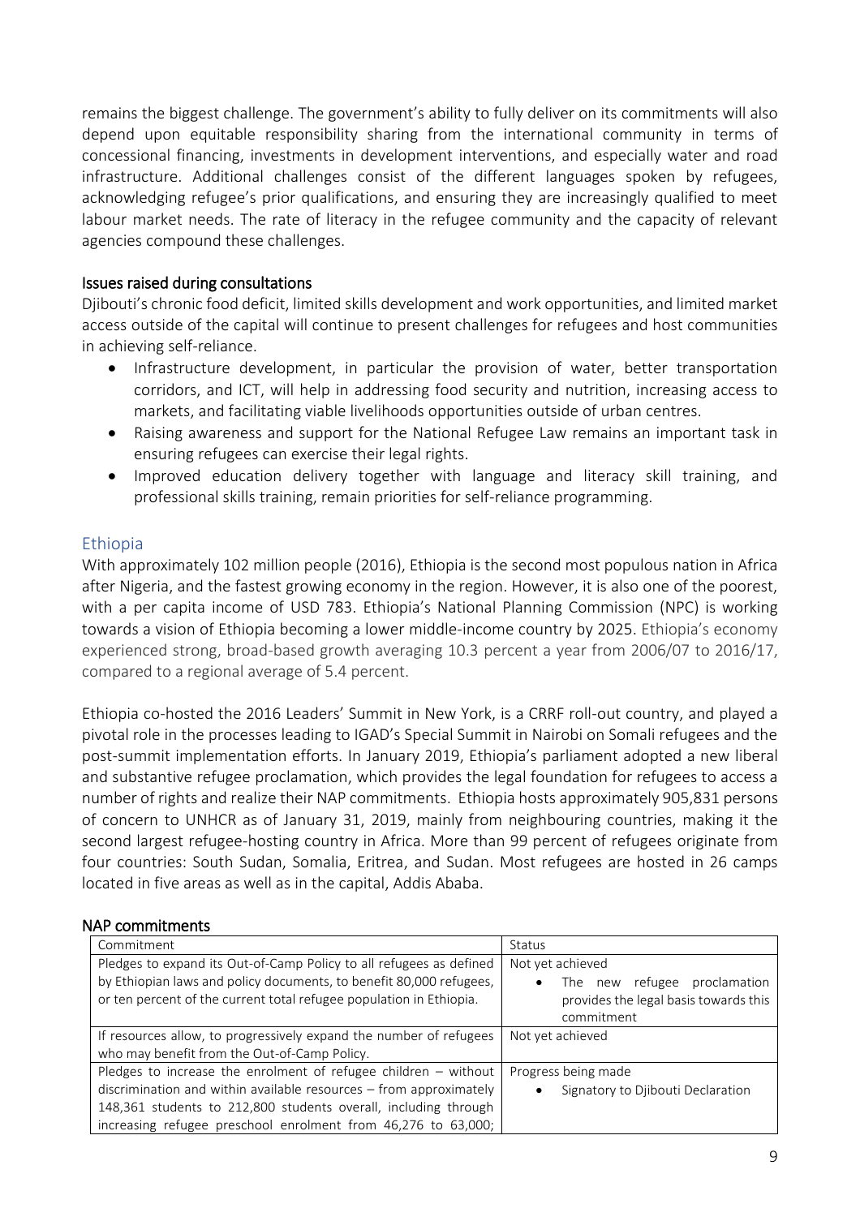remains the biggest challenge. The government's ability to fully deliver on its commitments will also depend upon equitable responsibility sharing from the international community in terms of concessional financing, investments in development interventions, and especially water and road infrastructure. Additional challenges consist of the different languages spoken by refugees, acknowledging refugee's prior qualifications, and ensuring they are increasingly qualified to meet labour market needs. The rate of literacy in the refugee community and the capacity of relevant agencies compound these challenges.

### Issues raised during consultations

Djibouti's chronic food deficit, limited skills development and work opportunities, and limited market access outside of the capital will continue to present challenges for refugees and host communities in achieving self-reliance.

- Infrastructure development, in particular the provision of water, better transportation corridors, and ICT, will help in addressing food security and nutrition, increasing access to markets, and facilitating viable livelihoods opportunities outside of urban centres.
- Raising awareness and support for the National Refugee Law remains an important task in ensuring refugees can exercise their legal rights.
- Improved education delivery together with language and literacy skill training, and professional skills training, remain priorities for self-reliance programming.

## Ethiopia

With approximately 102 million people (2016), Ethiopia is the second most populous nation in Africa after Nigeria, and the fastest growing economy in the region. However, it is also one of the poorest, with a per capita income of USD 783. Ethiopia's National Planning Commission (NPC) is working towards a vision of Ethiopia becoming a lower middle-income country by 2025. Ethiopia's economy experienced strong, broad-based growth averaging 10.3 percent a year from 2006/07 to 2016/17, compared to a regional average of 5.4 percent.

Ethiopia co-hosted the 2016 Leaders' Summit in New York, is a CRRF roll-out country, and played a pivotal role in the processes leading to IGAD's Special Summit in Nairobi on Somali refugees and the post-summit implementation efforts. In January 2019, Ethiopia's parliament adopted a new liberal and substantive refugee proclamation, which provides the legal foundation for refugees to access a number of rights and realize their NAP commitments. Ethiopia hosts approximately 905,831 persons of concern to UNHCR as of January 31, 2019, mainly from neighbouring countries, making it the second largest refugee-hosting country in Africa. More than 99 percent of refugees originate from four countries: South Sudan, Somalia, Eritrea, and Sudan. Most refugees are hosted in 26 camps located in five areas as well as in the capital, Addis Ababa.

### NAP commitments

| Commitment | Status |
|---|---|
| Pledges to expand its Out-of-Camp Policy to all refugees as defined by Ethiopian laws and policy documents, to benefit 80,000 refugees, or ten percent of the current total refugee population in Ethiopia. | Not yet achieved<br>• The new refugee proclamation provides the legal basis towards this commitment |
| If resources allow, to progressively expand the number of refugees who may benefit from the Out-of-Camp Policy. | Not yet achieved |
| Pledges to increase the enrolment of refugee children – without discrimination and within available resources – from approximately 148,361 students to 212,800 students overall, including through increasing refugee preschool enrolment from 46,276 to 63,000; | Progress being made<br>• Signatory to Djibouti Declaration |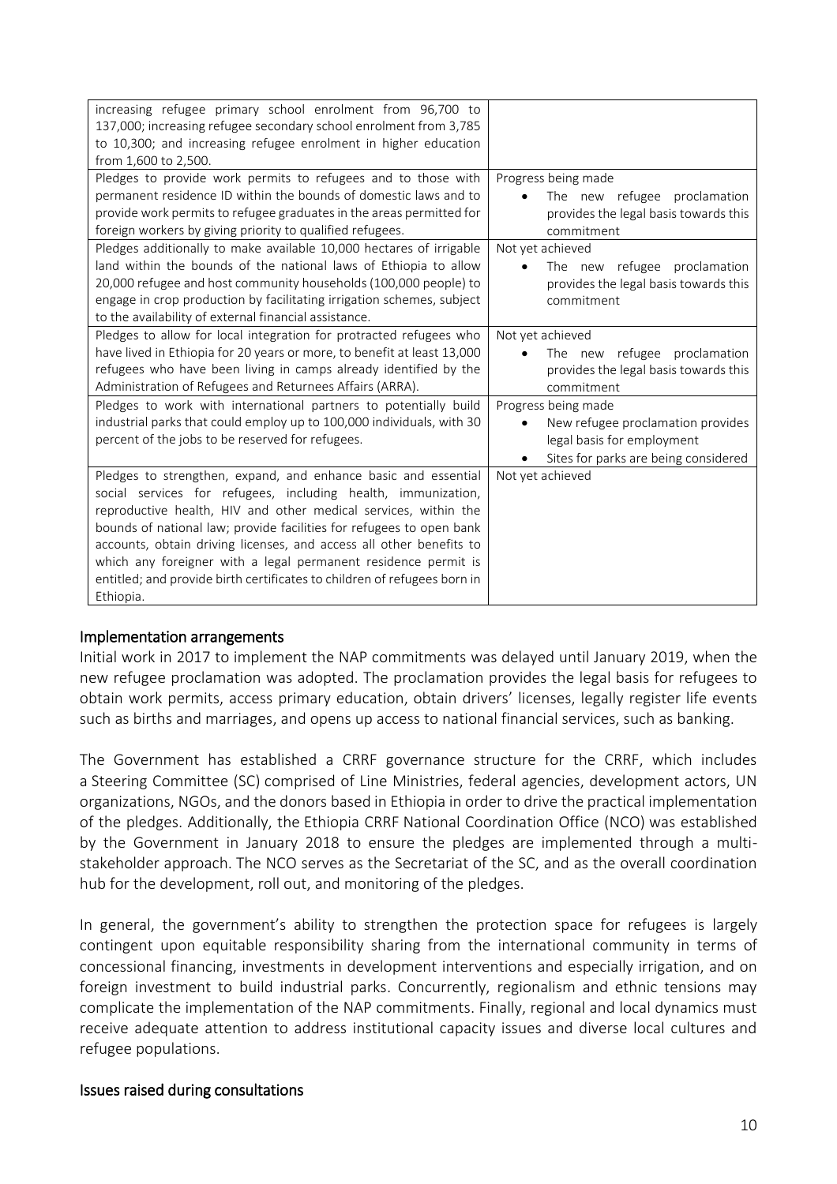| | |
|---|---|
| increasing refugee primary school enrolment from 96,700 to 137,000; increasing refugee secondary school enrolment from 3,785 to 10,300; and increasing refugee enrolment in higher education from 1,600 to 2,500. | |
| Pledges to provide work permits to refugees and to those with permanent residence ID within the bounds of domestic laws and to provide work permits to refugee graduates in the areas permitted for foreign workers by giving priority to qualified refugees. | Progress being made<br>• The new refugee proclamation provides the legal basis towards this commitment |
| Pledges additionally to make available 10,000 hectares of irrigable land within the bounds of the national laws of Ethiopia to allow 20,000 refugee and host community households (100,000 people) to engage in crop production by facilitating irrigation schemes, subject to the availability of external financial assistance. | Not yet achieved<br>• The new refugee proclamation provides the legal basis towards this commitment |
| Pledges to allow for local integration for protracted refugees who have lived in Ethiopia for 20 years or more, to benefit at least 13,000 refugees who have been living in camps already identified by the Administration of Refugees and Returnees Affairs (ARRA). | Not yet achieved<br>• The new refugee proclamation provides the legal basis towards this commitment |
| Pledges to work with international partners to potentially build industrial parks that could employ up to 100,000 individuals, with 30 percent of the jobs to be reserved for refugees. | Progress being made<br>• New refugee proclamation provides legal basis for employment<br>• Sites for parks are being considered |
| Pledges to strengthen, expand, and enhance basic and essential social services for refugees, including health, immunization, reproductive health, HIV and other medical services, within the bounds of national law; provide facilities for refugees to open bank accounts, obtain driving licenses, and access all other benefits to which any foreigner with a legal permanent residence permit is entitled; and provide birth certificates to children of refugees born in Ethiopia. | Not yet achieved |

## Implementation arrangements

Initial work in 2017 to implement the NAP commitments was delayed until January 2019, when the new refugee proclamation was adopted. The proclamation provides the legal basis for refugees to obtain work permits, access primary education, obtain drivers' licenses, legally register life events such as births and marriages, and opens up access to national financial services, such as banking.

The Government has established a CRRF governance structure for the CRRF, which includes a Steering Committee (SC) comprised of Line Ministries, federal agencies, development actors, UN organizations, NGOs, and the donors based in Ethiopia in order to drive the practical implementation of the pledges. Additionally, the Ethiopia CRRF National Coordination Office (NCO) was established by the Government in January 2018 to ensure the pledges are implemented through a multi-stakeholder approach. The NCO serves as the Secretariat of the SC, and as the overall coordination hub for the development, roll out, and monitoring of the pledges.

In general, the government's ability to strengthen the protection space for refugees is largely contingent upon equitable responsibility sharing from the international community in terms of concessional financing, investments in development interventions and especially irrigation, and on foreign investment to build industrial parks. Concurrently, regionalism and ethnic tensions may complicate the implementation of the NAP commitments. Finally, regional and local dynamics must receive adequate attention to address institutional capacity issues and diverse local cultures and refugee populations.

## Issues raised during consultations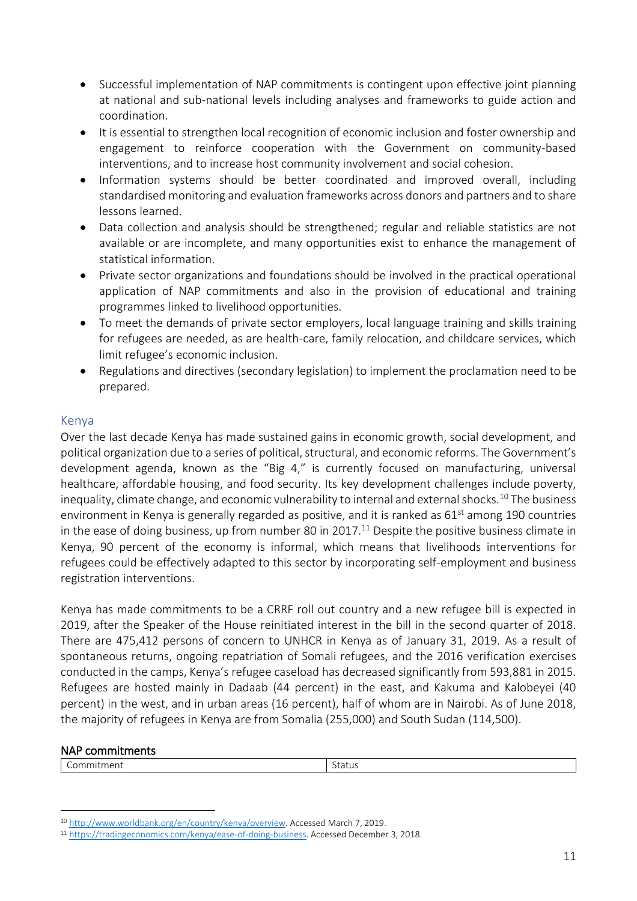- Successful implementation of NAP commitments is contingent upon effective joint planning at national and sub-national levels including analyses and frameworks to guide action and coordination.
- It is essential to strengthen local recognition of economic inclusion and foster ownership and engagement to reinforce cooperation with the Government on community-based interventions, and to increase host community involvement and social cohesion.
- Information systems should be better coordinated and improved overall, including standardised monitoring and evaluation frameworks across donors and partners and to share lessons learned.
- Data collection and analysis should be strengthened; regular and reliable statistics are not available or are incomplete, and many opportunities exist to enhance the management of statistical information.
- Private sector organizations and foundations should be involved in the practical operational application of NAP commitments and also in the provision of educational and training programmes linked to livelihood opportunities.
- To meet the demands of private sector employers, local language training and skills training for refugees are needed, as are health-care, family relocation, and childcare services, which limit refugee's economic inclusion.
- Regulations and directives (secondary legislation) to implement the proclamation need to be prepared.

## Kenya

Over the last decade Kenya has made sustained gains in economic growth, social development, and political organization due to a series of political, structural, and economic reforms. The Government's development agenda, known as the "Big 4," is currently focused on manufacturing, universal healthcare, affordable housing, and food security. Its key development challenges include poverty, inequality, climate change, and economic vulnerability to internal and external shocks.[10] The business environment in Kenya is generally regarded as positive, and it is ranked as 61st among 190 countries in the ease of doing business, up from number 80 in 2017.[11] Despite the positive business climate in Kenya, 90 percent of the economy is informal, which means that livelihoods interventions for refugees could be effectively adapted to this sector by incorporating self-employment and business registration interventions.

Kenya has made commitments to be a CRRF roll out country and a new refugee bill is expected in 2019, after the Speaker of the House reinitiated interest in the bill in the second quarter of 2018. There are 475,412 persons of concern to UNHCR in Kenya as of January 31, 2019. As a result of spontaneous returns, ongoing repatriation of Somali refugees, and the 2016 verification exercises conducted in the camps, Kenya's refugee caseload has decreased significantly from 593,881 in 2015. Refugees are hosted mainly in Dadaab (44 percent) in the east, and Kakuma and Kalobeyei (40 percent) in the west, and in urban areas (16 percent), half of whom are in Nairobi. As of June 2018, the majority of refugees in Kenya are from Somalia (255,000) and South Sudan (114,500).

### NAP commitments

| Commitment | Status |
|---|---|

[10] http://www.worldbank.org/en/country/kenya/overview. Accessed March 7, 2019.
[11] https://tradingeconomics.com/kenya/ease-of-doing-business. Accessed December 3, 2018.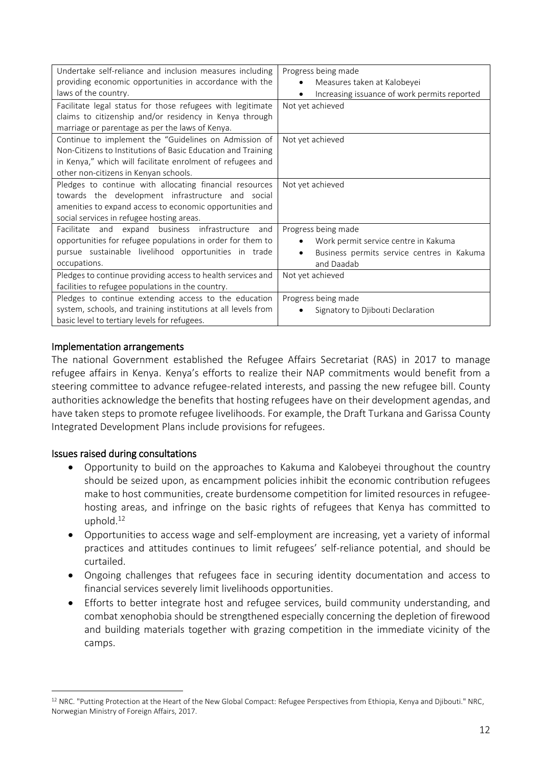| | |
|---|---|
| Undertake self-reliance and inclusion measures including providing economic opportunities in accordance with the laws of the country. | Progress being made<br>• Measures taken at Kalobeyei<br>• Increasing issuance of work permits reported |
| Facilitate legal status for those refugees with legitimate claims to citizenship and/or residency in Kenya through marriage or parentage as per the laws of Kenya. | Not yet achieved |
| Continue to implement the "Guidelines on Admission of Non-Citizens to Institutions of Basic Education and Training in Kenya," which will facilitate enrolment of refugees and other non-citizens in Kenyan schools. | Not yet achieved |
| Pledges to continue with allocating financial resources towards the development infrastructure and social amenities to expand access to economic opportunities and social services in refugee hosting areas. | Not yet achieved |
| Facilitate and expand business infrastructure and opportunities for refugee populations in order for them to pursue sustainable livelihood opportunities in trade occupations. | Progress being made<br>• Work permit service centre in Kakuma<br>• Business permits service centres in Kakuma and Daadab |
| Pledges to continue providing access to health services and facilities to refugee populations in the country. | Not yet achieved |
| Pledges to continue extending access to the education system, schools, and training institutions at all levels from basic level to tertiary levels for refugees. | Progress being made<br>• Signatory to Djibouti Declaration |

## Implementation arrangements

The national Government established the Refugee Affairs Secretariat (RAS) in 2017 to manage refugee affairs in Kenya. Kenya's efforts to realize their NAP commitments would benefit from a steering committee to advance refugee-related interests, and passing the new refugee bill. County authorities acknowledge the benefits that hosting refugees have on their development agendas, and have taken steps to promote refugee livelihoods. For example, the Draft Turkana and Garissa County Integrated Development Plans include provisions for refugees.

## Issues raised during consultations

- Opportunity to build on the approaches to Kakuma and Kalobeyei throughout the country should be seized upon, as encampment policies inhibit the economic contribution refugees make to host communities, create burdensome competition for limited resources in refugee-hosting areas, and infringe on the basic rights of refugees that Kenya has committed to uphold.[12]
- Opportunities to access wage and self-employment are increasing, yet a variety of informal practices and attitudes continues to limit refugees' self-reliance potential, and should be curtailed.
- Ongoing challenges that refugees face in securing identity documentation and access to financial services severely limit livelihoods opportunities.
- Efforts to better integrate host and refugee services, build community understanding, and combat xenophobia should be strengthened especially concerning the depletion of firewood and building materials together with grazing competition in the immediate vicinity of the camps.

[12] NRC. "Putting Protection at the Heart of the New Global Compact: Refugee Perspectives from Ethiopia, Kenya and Djibouti." NRC, Norwegian Ministry of Foreign Affairs, 2017.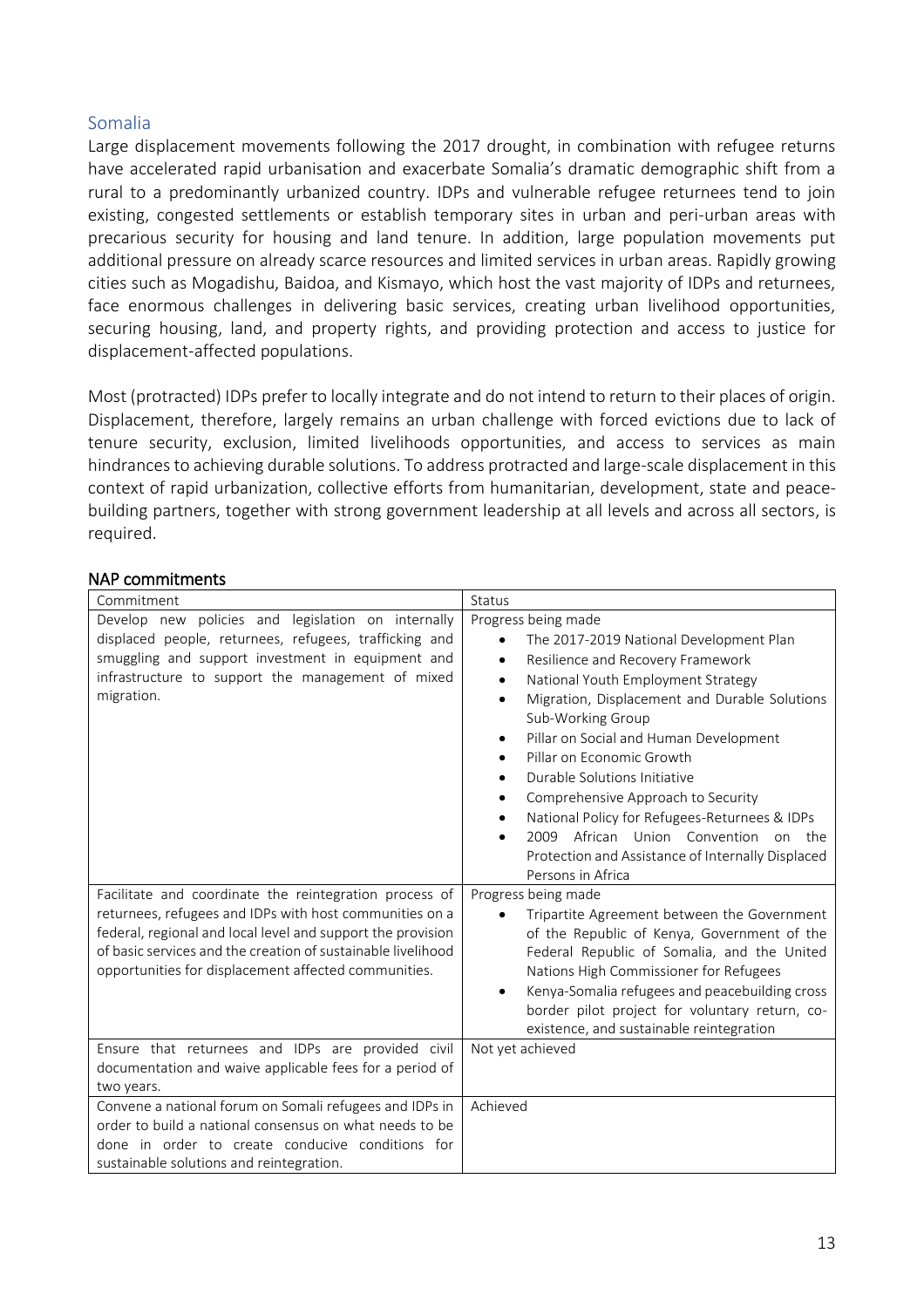## Somalia

Large displacement movements following the 2017 drought, in combination with refugee returns have accelerated rapid urbanisation and exacerbate Somalia's dramatic demographic shift from a rural to a predominantly urbanized country. IDPs and vulnerable refugee returnees tend to join existing, congested settlements or establish temporary sites in urban and peri-urban areas with precarious security for housing and land tenure. In addition, large population movements put additional pressure on already scarce resources and limited services in urban areas. Rapidly growing cities such as Mogadishu, Baidoa, and Kismayo, which host the vast majority of IDPs and returnees, face enormous challenges in delivering basic services, creating urban livelihood opportunities, securing housing, land, and property rights, and providing protection and access to justice for displacement-affected populations.

Most (protracted) IDPs prefer to locally integrate and do not intend to return to their places of origin. Displacement, therefore, largely remains an urban challenge with forced evictions due to lack of tenure security, exclusion, limited livelihoods opportunities, and access to services as main hindrances to achieving durable solutions. To address protracted and large-scale displacement in this context of rapid urbanization, collective efforts from humanitarian, development, state and peace-building partners, together with strong government leadership at all levels and across all sectors, is required.

**NAP commitments**

| Commitment | Status |
|---|---|
| Develop new policies and legislation on internally displaced people, returnees, refugees, trafficking and smuggling and support investment in equipment and infrastructure to support the management of mixed migration. | Progress being made<br>• The 2017-2019 National Development Plan<br>• Resilience and Recovery Framework<br>• National Youth Employment Strategy<br>• Migration, Displacement and Durable Solutions Sub-Working Group<br>• Pillar on Social and Human Development<br>• Pillar on Economic Growth<br>• Durable Solutions Initiative<br>• Comprehensive Approach to Security<br>• National Policy for Refugees-Returnees & IDPs<br>• 2009 African Union Convention on the Protection and Assistance of Internally Displaced Persons in Africa |
| Facilitate and coordinate the reintegration process of returnees, refugees and IDPs with host communities on a federal, regional and local level and support the provision of basic services and the creation of sustainable livelihood opportunities for displacement affected communities. | Progress being made<br>• Tripartite Agreement between the Government of the Republic of Kenya, Government of the Federal Republic of Somalia, and the United Nations High Commissioner for Refugees<br>• Kenya-Somalia refugees and peacebuilding cross border pilot project for voluntary return, co-existence, and sustainable reintegration |
| Ensure that returnees and IDPs are provided civil documentation and waive applicable fees for a period of two years. | Not yet achieved |
| Convene a national forum on Somali refugees and IDPs in order to build a national consensus on what needs to be done in order to create conducive conditions for sustainable solutions and reintegration. | Achieved |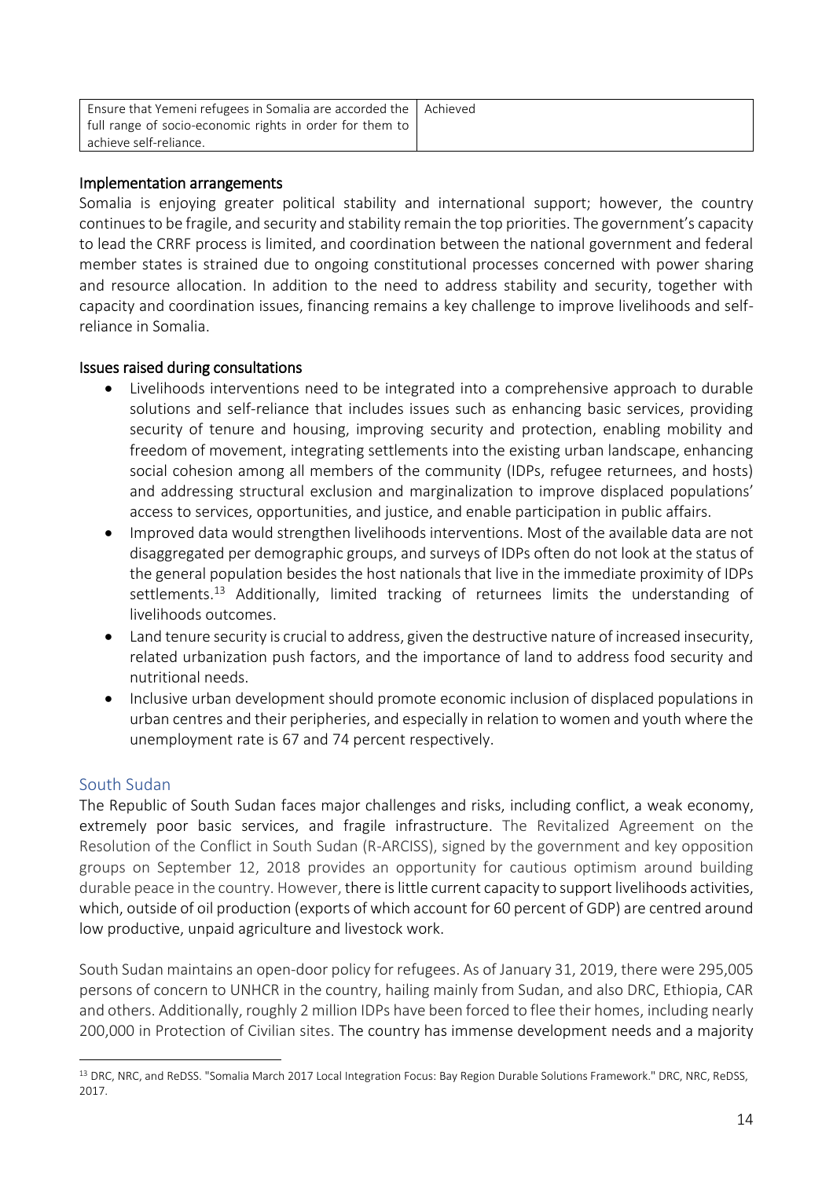| Ensure that Yemeni refugees in Somalia are accorded the full range of socio-economic rights in order for them to achieve self-reliance. | Achieved |
|---|---|

### Implementation arrangements

Somalia is enjoying greater political stability and international support; however, the country continues to be fragile, and security and stability remain the top priorities. The government's capacity to lead the CRRF process is limited, and coordination between the national government and federal member states is strained due to ongoing constitutional processes concerned with power sharing and resource allocation. In addition to the need to address stability and security, together with capacity and coordination issues, financing remains a key challenge to improve livelihoods and self-reliance in Somalia.

### Issues raised during consultations

- Livelihoods interventions need to be integrated into a comprehensive approach to durable solutions and self-reliance that includes issues such as enhancing basic services, providing security of tenure and housing, improving security and protection, enabling mobility and freedom of movement, integrating settlements into the existing urban landscape, enhancing social cohesion among all members of the community (IDPs, refugee returnees, and hosts) and addressing structural exclusion and marginalization to improve displaced populations' access to services, opportunities, and justice, and enable participation in public affairs.
- Improved data would strengthen livelihoods interventions. Most of the available data are not disaggregated per demographic groups, and surveys of IDPs often do not look at the status of the general population besides the host nationals that live in the immediate proximity of IDPs settlements.[13] Additionally, limited tracking of returnees limits the understanding of livelihoods outcomes.
- Land tenure security is crucial to address, given the destructive nature of increased insecurity, related urbanization push factors, and the importance of land to address food security and nutritional needs.
- Inclusive urban development should promote economic inclusion of displaced populations in urban centres and their peripheries, and especially in relation to women and youth where the unemployment rate is 67 and 74 percent respectively.

## South Sudan

The Republic of South Sudan faces major challenges and risks, including conflict, a weak economy, extremely poor basic services, and fragile infrastructure. The Revitalized Agreement on the Resolution of the Conflict in South Sudan (R-ARCISS), signed by the government and key opposition groups on September 12, 2018 provides an opportunity for cautious optimism around building durable peace in the country. However, there is little current capacity to support livelihoods activities, which, outside of oil production (exports of which account for 60 percent of GDP) are centred around low productive, unpaid agriculture and livestock work.

South Sudan maintains an open-door policy for refugees. As of January 31, 2019, there were 295,005 persons of concern to UNHCR in the country, hailing mainly from Sudan, and also DRC, Ethiopia, CAR and others. Additionally, roughly 2 million IDPs have been forced to flee their homes, including nearly 200,000 in Protection of Civilian sites. The country has immense development needs and a majority

[13] DRC, NRC, and ReDSS. "Somalia March 2017 Local Integration Focus: Bay Region Durable Solutions Framework." DRC, NRC, ReDSS, 2017.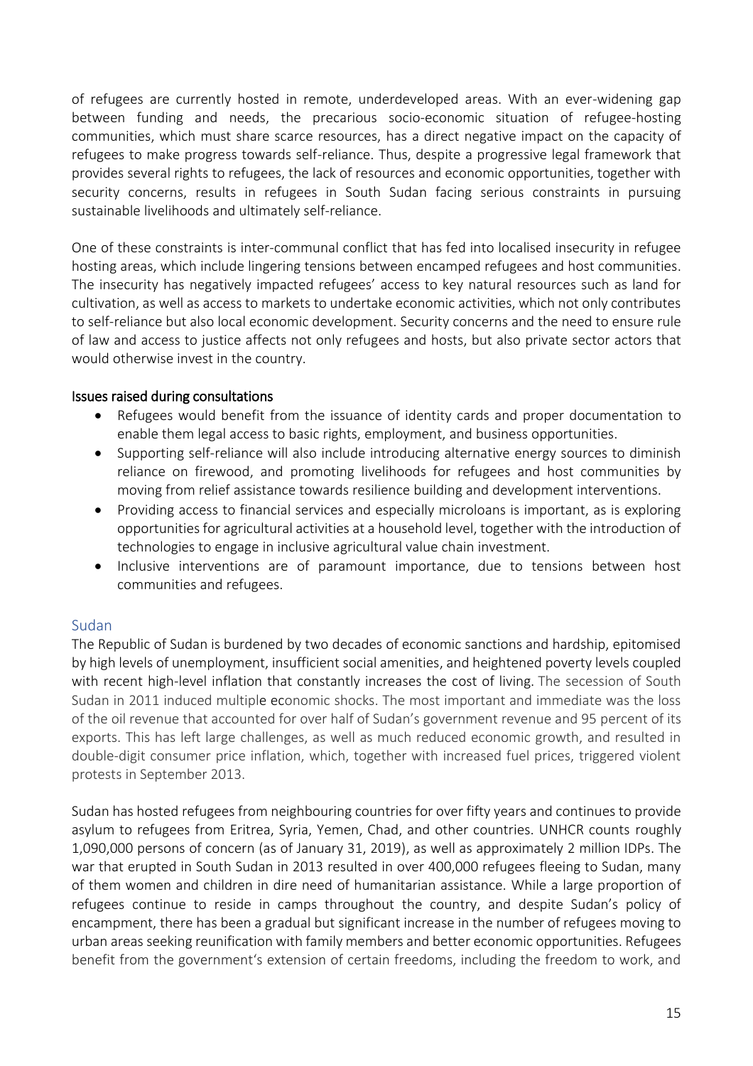of refugees are currently hosted in remote, underdeveloped areas. With an ever-widening gap between funding and needs, the precarious socio-economic situation of refugee-hosting communities, which must share scarce resources, has a direct negative impact on the capacity of refugees to make progress towards self-reliance. Thus, despite a progressive legal framework that provides several rights to refugees, the lack of resources and economic opportunities, together with security concerns, results in refugees in South Sudan facing serious constraints in pursuing sustainable livelihoods and ultimately self-reliance.

One of these constraints is inter-communal conflict that has fed into localised insecurity in refugee hosting areas, which include lingering tensions between encamped refugees and host communities. The insecurity has negatively impacted refugees' access to key natural resources such as land for cultivation, as well as access to markets to undertake economic activities, which not only contributes to self-reliance but also local economic development. Security concerns and the need to ensure rule of law and access to justice affects not only refugees and hosts, but also private sector actors that would otherwise invest in the country.

#### Issues raised during consultations

- Refugees would benefit from the issuance of identity cards and proper documentation to enable them legal access to basic rights, employment, and business opportunities.
- Supporting self-reliance will also include introducing alternative energy sources to diminish reliance on firewood, and promoting livelihoods for refugees and host communities by moving from relief assistance towards resilience building and development interventions.
- Providing access to financial services and especially microloans is important, as is exploring opportunities for agricultural activities at a household level, together with the introduction of technologies to engage in inclusive agricultural value chain investment.
- Inclusive interventions are of paramount importance, due to tensions between host communities and refugees.

### Sudan

The Republic of Sudan is burdened by two decades of economic sanctions and hardship, epitomised by high levels of unemployment, insufficient social amenities, and heightened poverty levels coupled with recent high-level inflation that constantly increases the cost of living. The secession of South Sudan in 2011 induced multiple economic shocks. The most important and immediate was the loss of the oil revenue that accounted for over half of Sudan's government revenue and 95 percent of its exports. This has left large challenges, as well as much reduced economic growth, and resulted in double-digit consumer price inflation, which, together with increased fuel prices, triggered violent protests in September 2013.

Sudan has hosted refugees from neighbouring countries for over fifty years and continues to provide asylum to refugees from Eritrea, Syria, Yemen, Chad, and other countries. UNHCR counts roughly 1,090,000 persons of concern (as of January 31, 2019), as well as approximately 2 million IDPs. The war that erupted in South Sudan in 2013 resulted in over 400,000 refugees fleeing to Sudan, many of them women and children in dire need of humanitarian assistance. While a large proportion of refugees continue to reside in camps throughout the country, and despite Sudan's policy of encampment, there has been a gradual but significant increase in the number of refugees moving to urban areas seeking reunification with family members and better economic opportunities. Refugees benefit from the government's extension of certain freedoms, including the freedom to work, and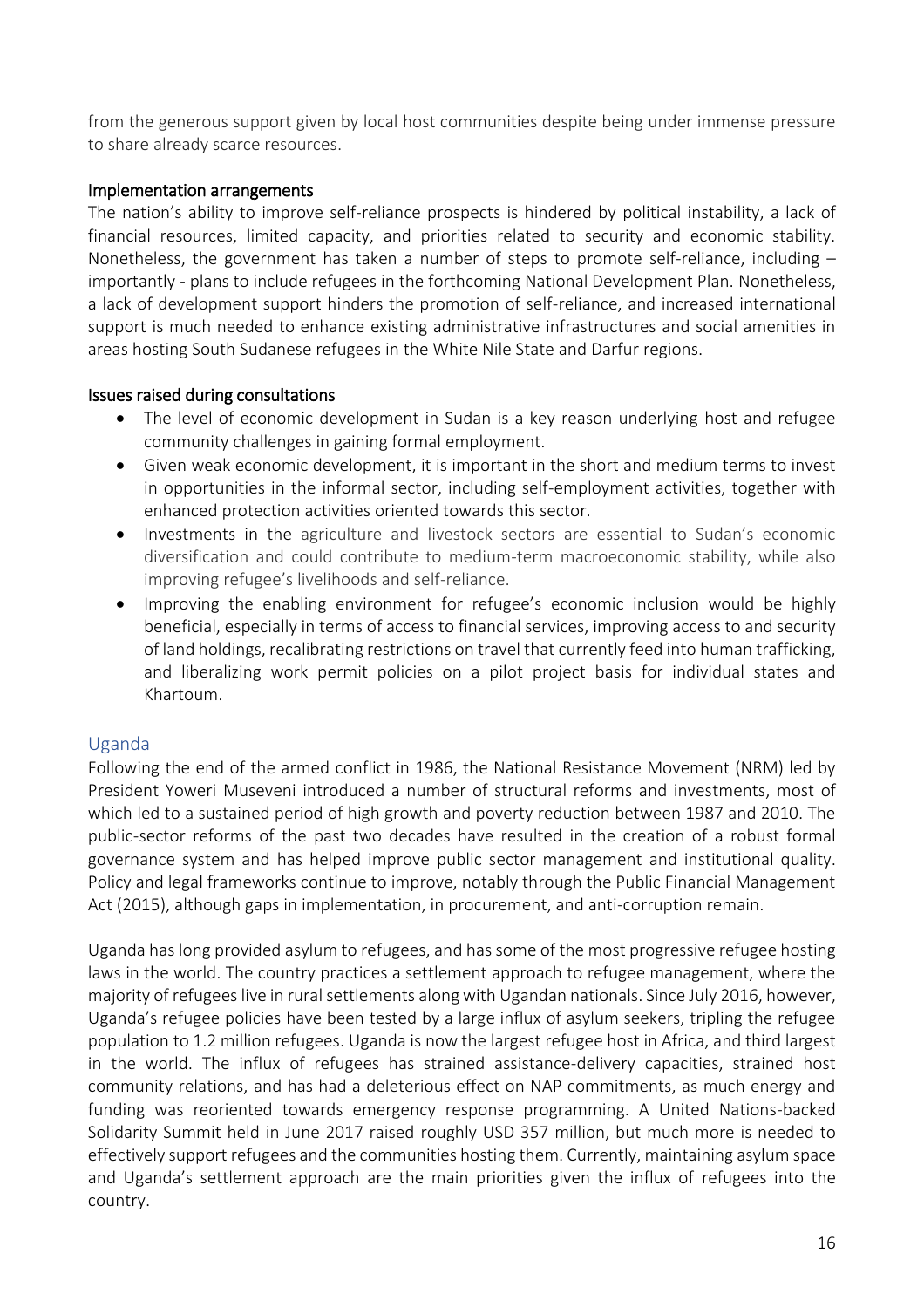from the generous support given by local host communities despite being under immense pressure to share already scarce resources.

### Implementation arrangements

The nation's ability to improve self-reliance prospects is hindered by political instability, a lack of financial resources, limited capacity, and priorities related to security and economic stability. Nonetheless, the government has taken a number of steps to promote self-reliance, including – importantly - plans to include refugees in the forthcoming National Development Plan. Nonetheless, a lack of development support hinders the promotion of self-reliance, and increased international support is much needed to enhance existing administrative infrastructures and social amenities in areas hosting South Sudanese refugees in the White Nile State and Darfur regions.

### Issues raised during consultations

- The level of economic development in Sudan is a key reason underlying host and refugee community challenges in gaining formal employment.
- Given weak economic development, it is important in the short and medium terms to invest in opportunities in the informal sector, including self-employment activities, together with enhanced protection activities oriented towards this sector.
- Investments in the agriculture and livestock sectors are essential to Sudan's economic diversification and could contribute to medium-term macroeconomic stability, while also improving refugee's livelihoods and self-reliance.
- Improving the enabling environment for refugee's economic inclusion would be highly beneficial, especially in terms of access to financial services, improving access to and security of land holdings, recalibrating restrictions on travel that currently feed into human trafficking, and liberalizing work permit policies on a pilot project basis for individual states and Khartoum.

## Uganda

Following the end of the armed conflict in 1986, the National Resistance Movement (NRM) led by President Yoweri Museveni introduced a number of structural reforms and investments, most of which led to a sustained period of high growth and poverty reduction between 1987 and 2010. The public-sector reforms of the past two decades have resulted in the creation of a robust formal governance system and has helped improve public sector management and institutional quality. Policy and legal frameworks continue to improve, notably through the Public Financial Management Act (2015), although gaps in implementation, in procurement, and anti-corruption remain.

Uganda has long provided asylum to refugees, and has some of the most progressive refugee hosting laws in the world. The country practices a settlement approach to refugee management, where the majority of refugees live in rural settlements along with Ugandan nationals. Since July 2016, however, Uganda's refugee policies have been tested by a large influx of asylum seekers, tripling the refugee population to 1.2 million refugees. Uganda is now the largest refugee host in Africa, and third largest in the world. The influx of refugees has strained assistance-delivery capacities, strained host community relations, and has had a deleterious effect on NAP commitments, as much energy and funding was reoriented towards emergency response programming. A United Nations-backed Solidarity Summit held in June 2017 raised roughly USD 357 million, but much more is needed to effectively support refugees and the communities hosting them. Currently, maintaining asylum space and Uganda's settlement approach are the main priorities given the influx of refugees into the country.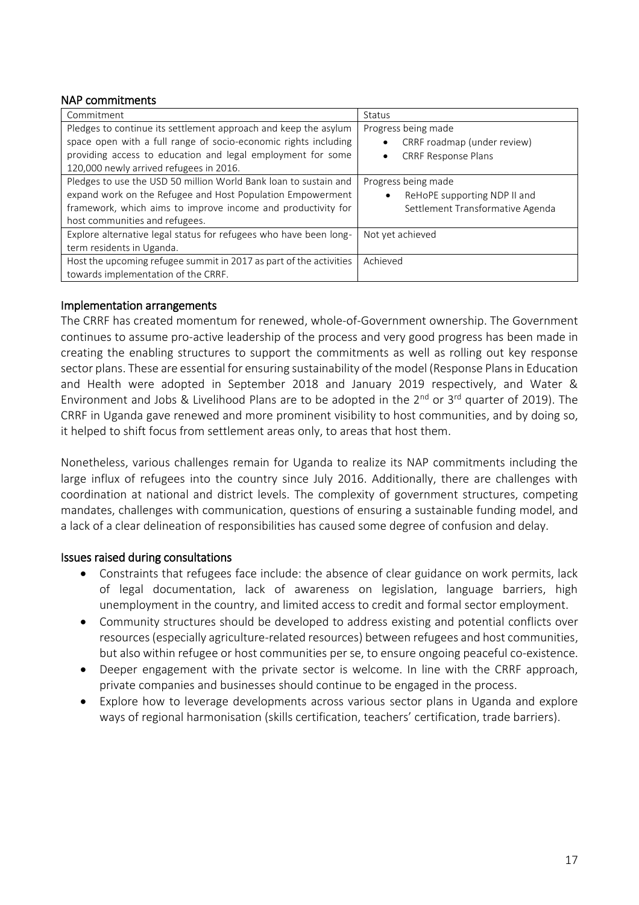## NAP commitments

| Commitment | Status |
|---|---|
| Pledges to continue its settlement approach and keep the asylum space open with a full range of socio-economic rights including providing access to education and legal employment for some 120,000 newly arrived refugees in 2016. | Progress being made<br>• CRRF roadmap (under review)<br>• CRRF Response Plans |
| Pledges to use the USD 50 million World Bank loan to sustain and expand work on the Refugee and Host Population Empowerment framework, which aims to improve income and productivity for host communities and refugees. | Progress being made<br>• ReHoPE supporting NDP II and Settlement Transformative Agenda |
| Explore alternative legal status for refugees who have been long-term residents in Uganda. | Not yet achieved |
| Host the upcoming refugee summit in 2017 as part of the activities towards implementation of the CRRF. | Achieved |

## Implementation arrangements

The CRRF has created momentum for renewed, whole-of-Government ownership. The Government continues to assume pro-active leadership of the process and very good progress has been made in creating the enabling structures to support the commitments as well as rolling out key response sector plans. These are essential for ensuring sustainability of the model (Response Plans in Education and Health were adopted in September 2018 and January 2019 respectively, and Water & Environment and Jobs & Livelihood Plans are to be adopted in the 2nd or 3rd quarter of 2019). The CRRF in Uganda gave renewed and more prominent visibility to host communities, and by doing so, it helped to shift focus from settlement areas only, to areas that host them.

Nonetheless, various challenges remain for Uganda to realize its NAP commitments including the large influx of refugees into the country since July 2016. Additionally, there are challenges with coordination at national and district levels. The complexity of government structures, competing mandates, challenges with communication, questions of ensuring a sustainable funding model, and a lack of a clear delineation of responsibilities has caused some degree of confusion and delay.

## Issues raised during consultations

- Constraints that refugees face include: the absence of clear guidance on work permits, lack of legal documentation, lack of awareness on legislation, language barriers, high unemployment in the country, and limited access to credit and formal sector employment.
- Community structures should be developed to address existing and potential conflicts over resources (especially agriculture-related resources) between refugees and host communities, but also within refugee or host communities per se, to ensure ongoing peaceful co-existence.
- Deeper engagement with the private sector is welcome. In line with the CRRF approach, private companies and businesses should continue to be engaged in the process.
- Explore how to leverage developments across various sector plans in Uganda and explore ways of regional harmonisation (skills certification, teachers' certification, trade barriers).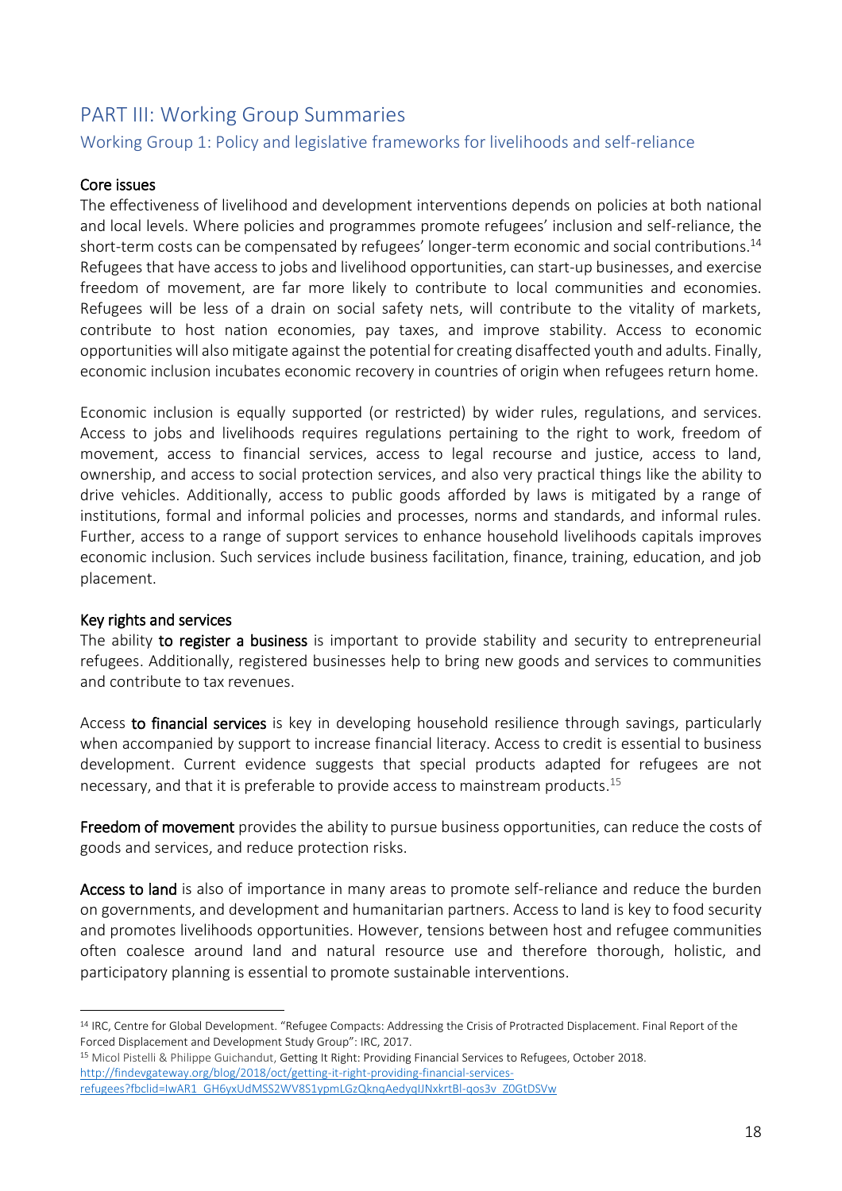## PART III: Working Group Summaries

### Working Group 1: Policy and legislative frameworks for livelihoods and self-reliance

#### Core issues

The effectiveness of livelihood and development interventions depends on policies at both national and local levels. Where policies and programmes promote refugees' inclusion and self-reliance, the short-term costs can be compensated by refugees' longer-term economic and social contributions.[14] Refugees that have access to jobs and livelihood opportunities, can start-up businesses, and exercise freedom of movement, are far more likely to contribute to local communities and economies. Refugees will be less of a drain on social safety nets, will contribute to the vitality of markets, contribute to host nation economies, pay taxes, and improve stability. Access to economic opportunities will also mitigate against the potential for creating disaffected youth and adults. Finally, economic inclusion incubates economic recovery in countries of origin when refugees return home.

Economic inclusion is equally supported (or restricted) by wider rules, regulations, and services. Access to jobs and livelihoods requires regulations pertaining to the right to work, freedom of movement, access to financial services, access to legal recourse and justice, access to land, ownership, and access to social protection services, and also very practical things like the ability to drive vehicles. Additionally, access to public goods afforded by laws is mitigated by a range of institutions, formal and informal policies and processes, norms and standards, and informal rules. Further, access to a range of support services to enhance household livelihoods capitals improves economic inclusion. Such services include business facilitation, finance, training, education, and job placement.

#### Key rights and services

The ability **to register a business** is important to provide stability and security to entrepreneurial refugees. Additionally, registered businesses help to bring new goods and services to communities and contribute to tax revenues.

Access **to financial services** is key in developing household resilience through savings, particularly when accompanied by support to increase financial literacy. Access to credit is essential to business development. Current evidence suggests that special products adapted for refugees are not necessary, and that it is preferable to provide access to mainstream products.[15]

**Freedom of movement** provides the ability to pursue business opportunities, can reduce the costs of goods and services, and reduce protection risks.

**Access to land** is also of importance in many areas to promote self-reliance and reduce the burden on governments, and development and humanitarian partners. Access to land is key to food security and promotes livelihoods opportunities. However, tensions between host and refugee communities often coalesce around land and natural resource use and therefore thorough, holistic, and participatory planning is essential to promote sustainable interventions.

---

[14] IRC, Centre for Global Development. "Refugee Compacts: Addressing the Crisis of Protracted Displacement. Final Report of the Forced Displacement and Development Study Group": IRC, 2017.

[15] Micol Pistelli & Philippe Guichandut, Getting It Right: Providing Financial Services to Refugees, October 2018. http://findevgateway.org/blog/2018/oct/getting-it-right-providing-financial-services-refugees?fbclid=IwAR1_GH6yxUdMSS2WV8S1ypmLGzQknqAedyqIJNxkrtBl-qos3v_Z0GtDSVw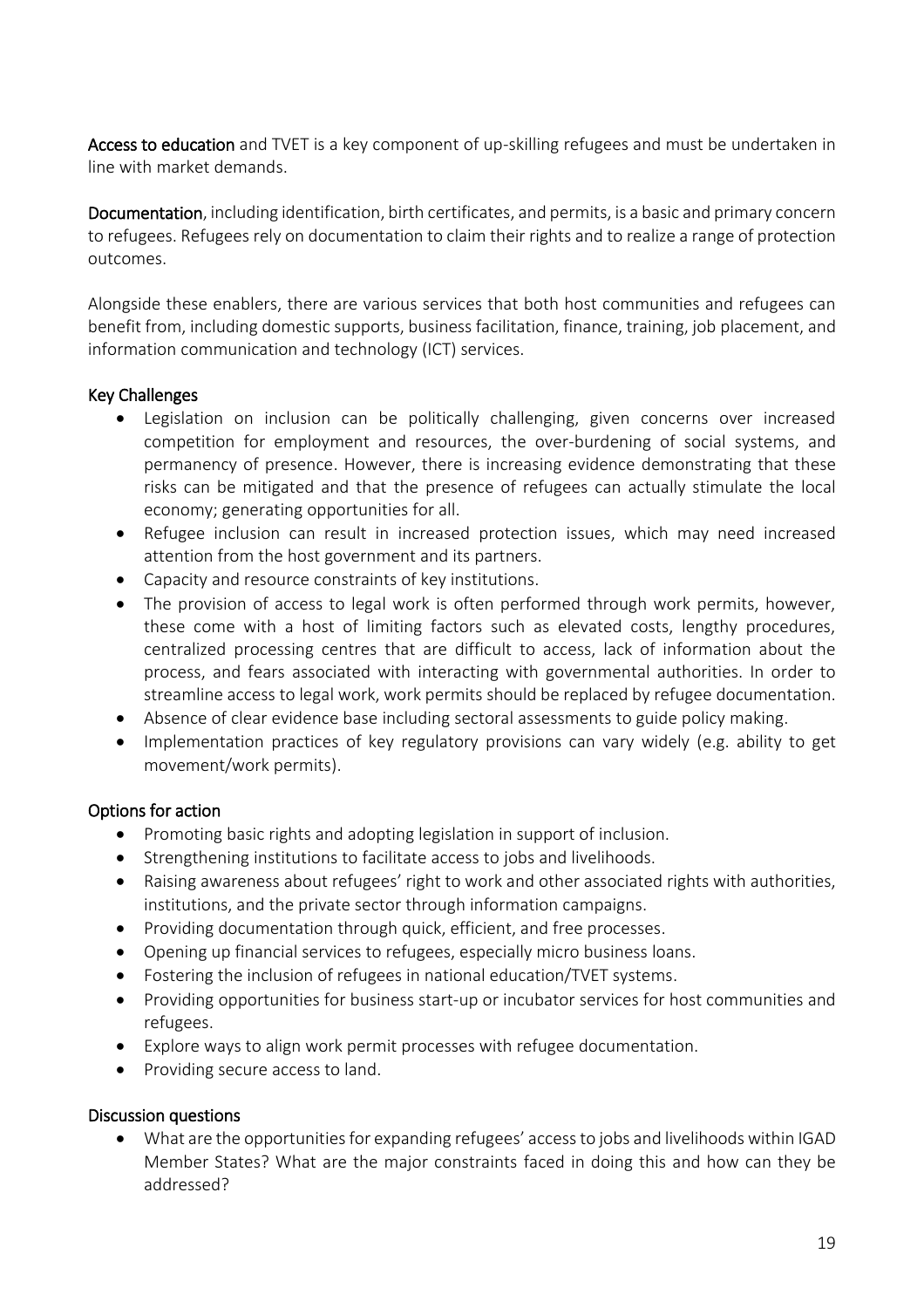**Access to education** and TVET is a key component of up-skilling refugees and must be undertaken in line with market demands.

**Documentation**, including identification, birth certificates, and permits, is a basic and primary concern to refugees. Refugees rely on documentation to claim their rights and to realize a range of protection outcomes.

Alongside these enablers, there are various services that both host communities and refugees can benefit from, including domestic supports, business facilitation, finance, training, job placement, and information communication and technology (ICT) services.

### Key Challenges

- Legislation on inclusion can be politically challenging, given concerns over increased competition for employment and resources, the over-burdening of social systems, and permanency of presence. However, there is increasing evidence demonstrating that these risks can be mitigated and that the presence of refugees can actually stimulate the local economy; generating opportunities for all.
- Refugee inclusion can result in increased protection issues, which may need increased attention from the host government and its partners.
- Capacity and resource constraints of key institutions.
- The provision of access to legal work is often performed through work permits, however, these come with a host of limiting factors such as elevated costs, lengthy procedures, centralized processing centres that are difficult to access, lack of information about the process, and fears associated with interacting with governmental authorities. In order to streamline access to legal work, work permits should be replaced by refugee documentation.
- Absence of clear evidence base including sectoral assessments to guide policy making.
- Implementation practices of key regulatory provisions can vary widely (e.g. ability to get movement/work permits).

### Options for action

- Promoting basic rights and adopting legislation in support of inclusion.
- Strengthening institutions to facilitate access to jobs and livelihoods.
- Raising awareness about refugees' right to work and other associated rights with authorities, institutions, and the private sector through information campaigns.
- Providing documentation through quick, efficient, and free processes.
- Opening up financial services to refugees, especially micro business loans.
- Fostering the inclusion of refugees in national education/TVET systems.
- Providing opportunities for business start-up or incubator services for host communities and refugees.
- Explore ways to align work permit processes with refugee documentation.
- Providing secure access to land.

### Discussion questions

- What are the opportunities for expanding refugees' access to jobs and livelihoods within IGAD Member States? What are the major constraints faced in doing this and how can they be addressed?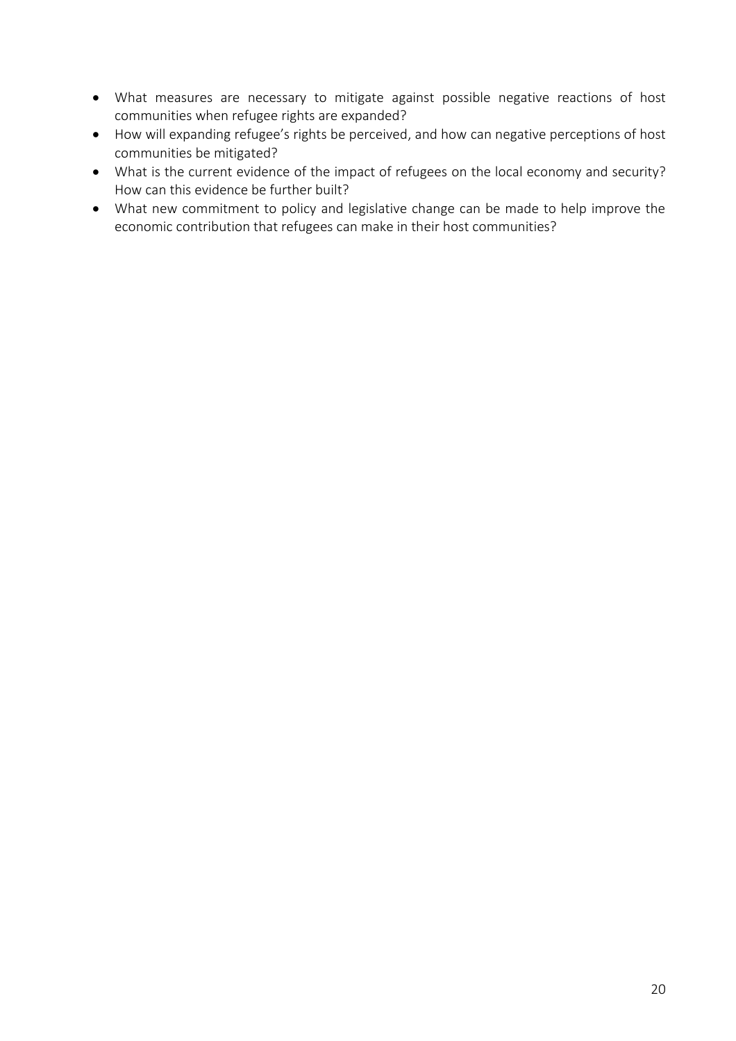- What measures are necessary to mitigate against possible negative reactions of host communities when refugee rights are expanded?
- How will expanding refugee's rights be perceived, and how can negative perceptions of host communities be mitigated?
- What is the current evidence of the impact of refugees on the local economy and security? How can this evidence be further built?
- What new commitment to policy and legislative change can be made to help improve the economic contribution that refugees can make in their host communities?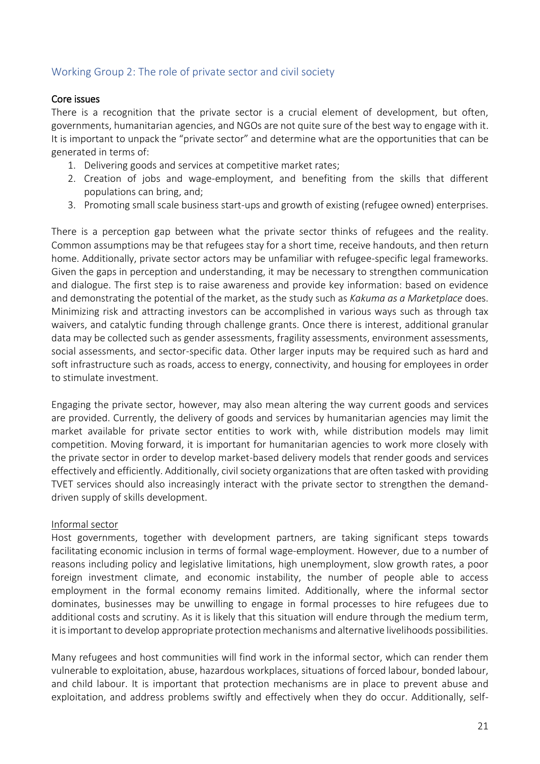## Working Group 2: The role of private sector and civil society

**Core issues**

There is a recognition that the private sector is a crucial element of development, but often, governments, humanitarian agencies, and NGOs are not quite sure of the best way to engage with it. It is important to unpack the "private sector" and determine what are the opportunities that can be generated in terms of:

1. Delivering goods and services at competitive market rates;
2. Creation of jobs and wage-employment, and benefiting from the skills that different populations can bring, and;
3. Promoting small scale business start-ups and growth of existing (refugee owned) enterprises.

There is a perception gap between what the private sector thinks of refugees and the reality. Common assumptions may be that refugees stay for a short time, receive handouts, and then return home. Additionally, private sector actors may be unfamiliar with refugee-specific legal frameworks. Given the gaps in perception and understanding, it may be necessary to strengthen communication and dialogue. The first step is to raise awareness and provide key information: based on evidence and demonstrating the potential of the market, as the study such as *Kakuma as a Marketplace* does. Minimizing risk and attracting investors can be accomplished in various ways such as through tax waivers, and catalytic funding through challenge grants. Once there is interest, additional granular data may be collected such as gender assessments, fragility assessments, environment assessments, social assessments, and sector-specific data. Other larger inputs may be required such as hard and soft infrastructure such as roads, access to energy, connectivity, and housing for employees in order to stimulate investment.

Engaging the private sector, however, may also mean altering the way current goods and services are provided. Currently, the delivery of goods and services by humanitarian agencies may limit the market available for private sector entities to work with, while distribution models may limit competition. Moving forward, it is important for humanitarian agencies to work more closely with the private sector in order to develop market-based delivery models that render goods and services effectively and efficiently. Additionally, civil society organizations that are often tasked with providing TVET services should also increasingly interact with the private sector to strengthen the demand-driven supply of skills development.

<u>Informal sector</u>

Host governments, together with development partners, are taking significant steps towards facilitating economic inclusion in terms of formal wage-employment. However, due to a number of reasons including policy and legislative limitations, high unemployment, slow growth rates, a poor foreign investment climate, and economic instability, the number of people able to access employment in the formal economy remains limited. Additionally, where the informal sector dominates, businesses may be unwilling to engage in formal processes to hire refugees due to additional costs and scrutiny. As it is likely that this situation will endure through the medium term, it is important to develop appropriate protection mechanisms and alternative livelihoods possibilities.

Many refugees and host communities will find work in the informal sector, which can render them vulnerable to exploitation, abuse, hazardous workplaces, situations of forced labour, bonded labour, and child labour. It is important that protection mechanisms are in place to prevent abuse and exploitation, and address problems swiftly and effectively when they do occur. Additionally, self-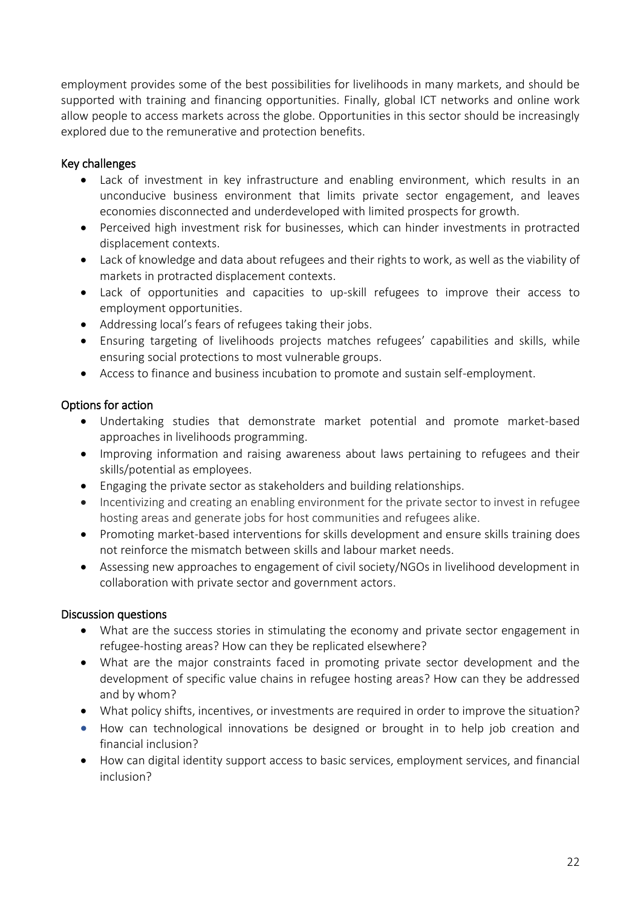employment provides some of the best possibilities for livelihoods in many markets, and should be supported with training and financing opportunities. Finally, global ICT networks and online work allow people to access markets across the globe. Opportunities in this sector should be increasingly explored due to the remunerative and protection benefits.

### Key challenges

- Lack of investment in key infrastructure and enabling environment, which results in an unconducive business environment that limits private sector engagement, and leaves economies disconnected and underdeveloped with limited prospects for growth.
- Perceived high investment risk for businesses, which can hinder investments in protracted displacement contexts.
- Lack of knowledge and data about refugees and their rights to work, as well as the viability of markets in protracted displacement contexts.
- Lack of opportunities and capacities to up-skill refugees to improve their access to employment opportunities.
- Addressing local's fears of refugees taking their jobs.
- Ensuring targeting of livelihoods projects matches refugees' capabilities and skills, while ensuring social protections to most vulnerable groups.
- Access to finance and business incubation to promote and sustain self-employment.

### Options for action

- Undertaking studies that demonstrate market potential and promote market-based approaches in livelihoods programming.
- Improving information and raising awareness about laws pertaining to refugees and their skills/potential as employees.
- Engaging the private sector as stakeholders and building relationships.
- Incentivizing and creating an enabling environment for the private sector to invest in refugee hosting areas and generate jobs for host communities and refugees alike.
- Promoting market-based interventions for skills development and ensure skills training does not reinforce the mismatch between skills and labour market needs.
- Assessing new approaches to engagement of civil society/NGOs in livelihood development in collaboration with private sector and government actors.

### Discussion questions

- What are the success stories in stimulating the economy and private sector engagement in refugee-hosting areas? How can they be replicated elsewhere?
- What are the major constraints faced in promoting private sector development and the development of specific value chains in refugee hosting areas? How can they be addressed and by whom?
- What policy shifts, incentives, or investments are required in order to improve the situation?
- How can technological innovations be designed or brought in to help job creation and financial inclusion?
- How can digital identity support access to basic services, employment services, and financial inclusion?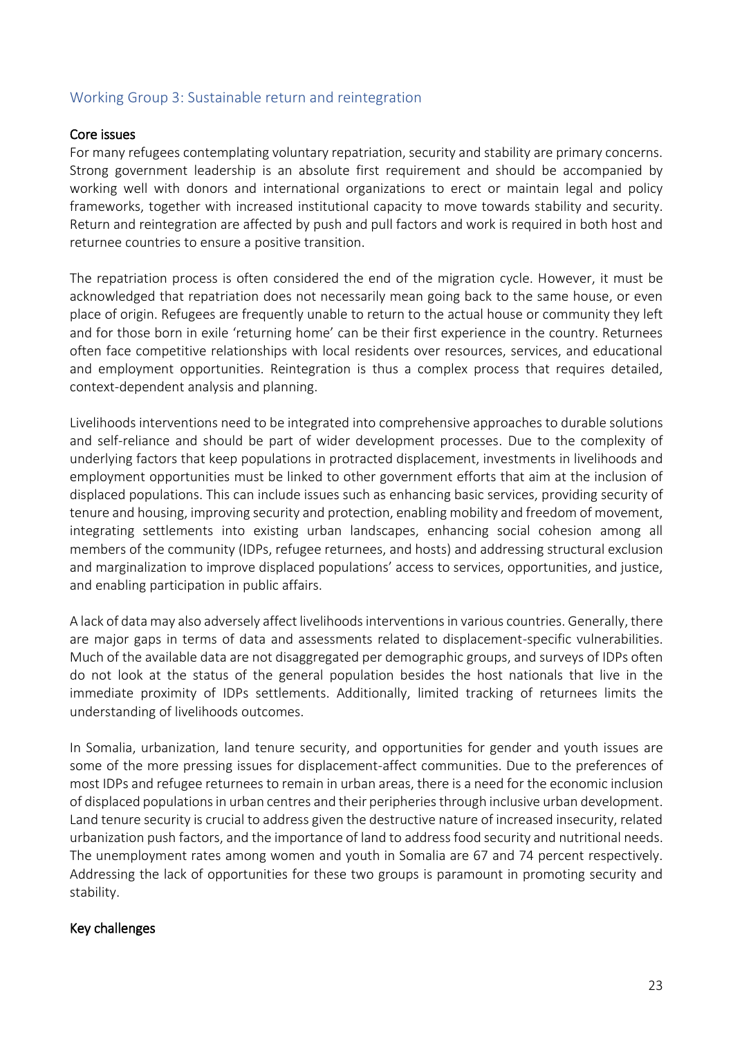## Working Group 3: Sustainable return and reintegration

### Core issues

For many refugees contemplating voluntary repatriation, security and stability are primary concerns. Strong government leadership is an absolute first requirement and should be accompanied by working well with donors and international organizations to erect or maintain legal and policy frameworks, together with increased institutional capacity to move towards stability and security. Return and reintegration are affected by push and pull factors and work is required in both host and returnee countries to ensure a positive transition.

The repatriation process is often considered the end of the migration cycle. However, it must be acknowledged that repatriation does not necessarily mean going back to the same house, or even place of origin. Refugees are frequently unable to return to the actual house or community they left and for those born in exile 'returning home' can be their first experience in the country. Returnees often face competitive relationships with local residents over resources, services, and educational and employment opportunities. Reintegration is thus a complex process that requires detailed, context-dependent analysis and planning.

Livelihoods interventions need to be integrated into comprehensive approaches to durable solutions and self-reliance and should be part of wider development processes. Due to the complexity of underlying factors that keep populations in protracted displacement, investments in livelihoods and employment opportunities must be linked to other government efforts that aim at the inclusion of displaced populations. This can include issues such as enhancing basic services, providing security of tenure and housing, improving security and protection, enabling mobility and freedom of movement, integrating settlements into existing urban landscapes, enhancing social cohesion among all members of the community (IDPs, refugee returnees, and hosts) and addressing structural exclusion and marginalization to improve displaced populations' access to services, opportunities, and justice, and enabling participation in public affairs.

A lack of data may also adversely affect livelihoods interventions in various countries. Generally, there are major gaps in terms of data and assessments related to displacement-specific vulnerabilities. Much of the available data are not disaggregated per demographic groups, and surveys of IDPs often do not look at the status of the general population besides the host nationals that live in the immediate proximity of IDPs settlements. Additionally, limited tracking of returnees limits the understanding of livelihoods outcomes.

In Somalia, urbanization, land tenure security, and opportunities for gender and youth issues are some of the more pressing issues for displacement-affect communities. Due to the preferences of most IDPs and refugee returnees to remain in urban areas, there is a need for the economic inclusion of displaced populations in urban centres and their peripheries through inclusive urban development. Land tenure security is crucial to address given the destructive nature of increased insecurity, related urbanization push factors, and the importance of land to address food security and nutritional needs. The unemployment rates among women and youth in Somalia are 67 and 74 percent respectively. Addressing the lack of opportunities for these two groups is paramount in promoting security and stability.

### Key challenges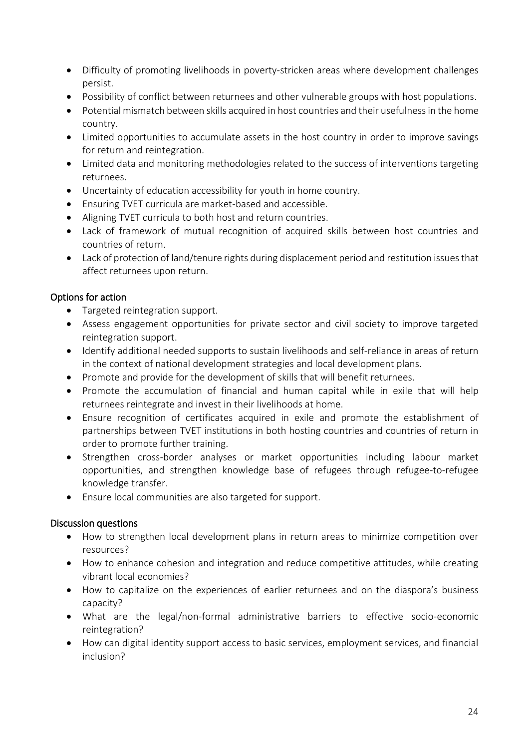- Difficulty of promoting livelihoods in poverty-stricken areas where development challenges persist.
- Possibility of conflict between returnees and other vulnerable groups with host populations.
- Potential mismatch between skills acquired in host countries and their usefulness in the home country.
- Limited opportunities to accumulate assets in the host country in order to improve savings for return and reintegration.
- Limited data and monitoring methodologies related to the success of interventions targeting returnees.
- Uncertainty of education accessibility for youth in home country.
- Ensuring TVET curricula are market-based and accessible.
- Aligning TVET curricula to both host and return countries.
- Lack of framework of mutual recognition of acquired skills between host countries and countries of return.
- Lack of protection of land/tenure rights during displacement period and restitution issues that affect returnees upon return.

### Options for action

- Targeted reintegration support.
- Assess engagement opportunities for private sector and civil society to improve targeted reintegration support.
- Identify additional needed supports to sustain livelihoods and self-reliance in areas of return in the context of national development strategies and local development plans.
- Promote and provide for the development of skills that will benefit returnees.
- Promote the accumulation of financial and human capital while in exile that will help returnees reintegrate and invest in their livelihoods at home.
- Ensure recognition of certificates acquired in exile and promote the establishment of partnerships between TVET institutions in both hosting countries and countries of return in order to promote further training.
- Strengthen cross-border analyses or market opportunities including labour market opportunities, and strengthen knowledge base of refugees through refugee-to-refugee knowledge transfer.
- Ensure local communities are also targeted for support.

### Discussion questions

- How to strengthen local development plans in return areas to minimize competition over resources?
- How to enhance cohesion and integration and reduce competitive attitudes, while creating vibrant local economies?
- How to capitalize on the experiences of earlier returnees and on the diaspora's business capacity?
- What are the legal/non-formal administrative barriers to effective socio-economic reintegration?
- How can digital identity support access to basic services, employment services, and financial inclusion?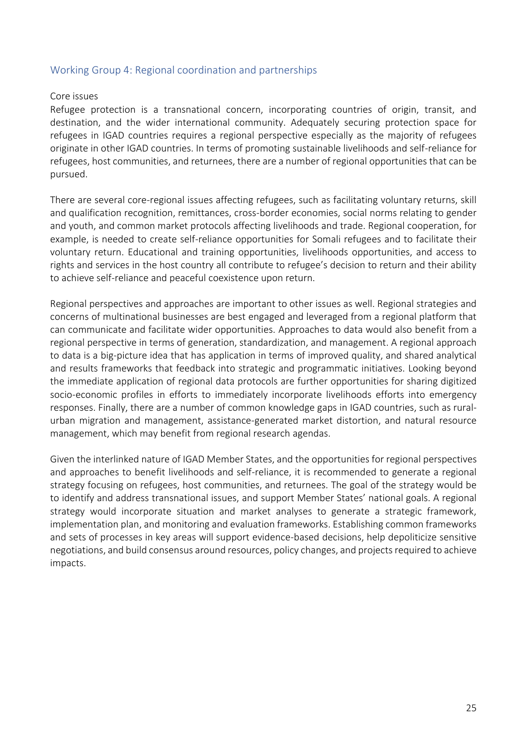## Working Group 4: Regional coordination and partnerships

### Core issues

Refugee protection is a transnational concern, incorporating countries of origin, transit, and destination, and the wider international community. Adequately securing protection space for refugees in IGAD countries requires a regional perspective especially as the majority of refugees originate in other IGAD countries. In terms of promoting sustainable livelihoods and self-reliance for refugees, host communities, and returnees, there are a number of regional opportunities that can be pursued.

There are several core-regional issues affecting refugees, such as facilitating voluntary returns, skill and qualification recognition, remittances, cross-border economies, social norms relating to gender and youth, and common market protocols affecting livelihoods and trade. Regional cooperation, for example, is needed to create self-reliance opportunities for Somali refugees and to facilitate their voluntary return. Educational and training opportunities, livelihoods opportunities, and access to rights and services in the host country all contribute to refugee's decision to return and their ability to achieve self-reliance and peaceful coexistence upon return.

Regional perspectives and approaches are important to other issues as well. Regional strategies and concerns of multinational businesses are best engaged and leveraged from a regional platform that can communicate and facilitate wider opportunities. Approaches to data would also benefit from a regional perspective in terms of generation, standardization, and management. A regional approach to data is a big-picture idea that has application in terms of improved quality, and shared analytical and results frameworks that feedback into strategic and programmatic initiatives. Looking beyond the immediate application of regional data protocols are further opportunities for sharing digitized socio-economic profiles in efforts to immediately incorporate livelihoods efforts into emergency responses. Finally, there are a number of common knowledge gaps in IGAD countries, such as rural-urban migration and management, assistance-generated market distortion, and natural resource management, which may benefit from regional research agendas.

Given the interlinked nature of IGAD Member States, and the opportunities for regional perspectives and approaches to benefit livelihoods and self-reliance, it is recommended to generate a regional strategy focusing on refugees, host communities, and returnees. The goal of the strategy would be to identify and address transnational issues, and support Member States' national goals. A regional strategy would incorporate situation and market analyses to generate a strategic framework, implementation plan, and monitoring and evaluation frameworks. Establishing common frameworks and sets of processes in key areas will support evidence-based decisions, help depoliticize sensitive negotiations, and build consensus around resources, policy changes, and projects required to achieve impacts.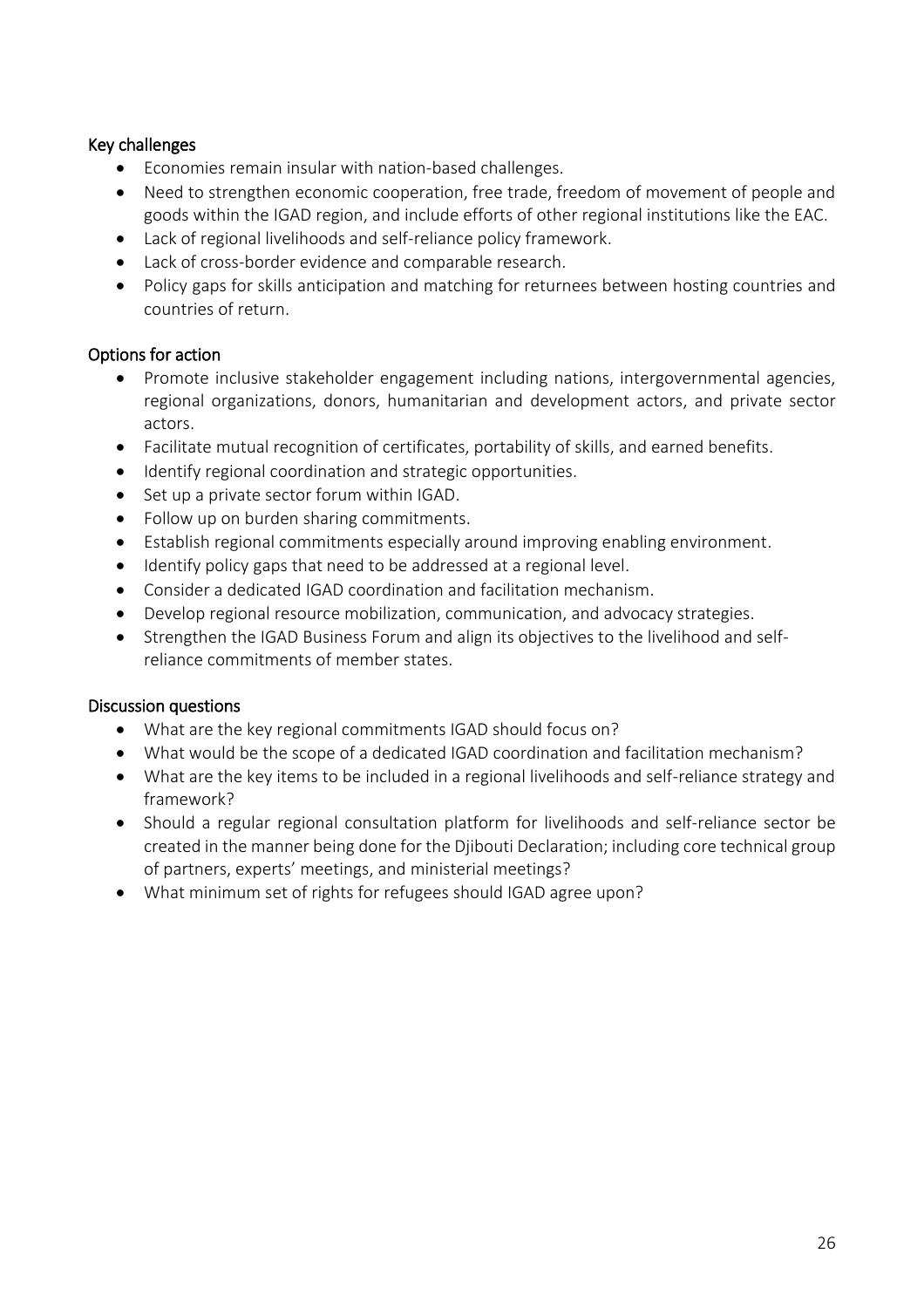### Key challenges

- Economies remain insular with nation-based challenges.
- Need to strengthen economic cooperation, free trade, freedom of movement of people and goods within the IGAD region, and include efforts of other regional institutions like the EAC.
- Lack of regional livelihoods and self-reliance policy framework.
- Lack of cross-border evidence and comparable research.
- Policy gaps for skills anticipation and matching for returnees between hosting countries and countries of return.

### Options for action

- Promote inclusive stakeholder engagement including nations, intergovernmental agencies, regional organizations, donors, humanitarian and development actors, and private sector actors.
- Facilitate mutual recognition of certificates, portability of skills, and earned benefits.
- Identify regional coordination and strategic opportunities.
- Set up a private sector forum within IGAD.
- Follow up on burden sharing commitments.
- Establish regional commitments especially around improving enabling environment.
- Identify policy gaps that need to be addressed at a regional level.
- Consider a dedicated IGAD coordination and facilitation mechanism.
- Develop regional resource mobilization, communication, and advocacy strategies.
- Strengthen the IGAD Business Forum and align its objectives to the livelihood and self-reliance commitments of member states.

### Discussion questions

- What are the key regional commitments IGAD should focus on?
- What would be the scope of a dedicated IGAD coordination and facilitation mechanism?
- What are the key items to be included in a regional livelihoods and self-reliance strategy and framework?
- Should a regular regional consultation platform for livelihoods and self-reliance sector be created in the manner being done for the Djibouti Declaration; including core technical group of partners, experts' meetings, and ministerial meetings?
- What minimum set of rights for refugees should IGAD agree upon?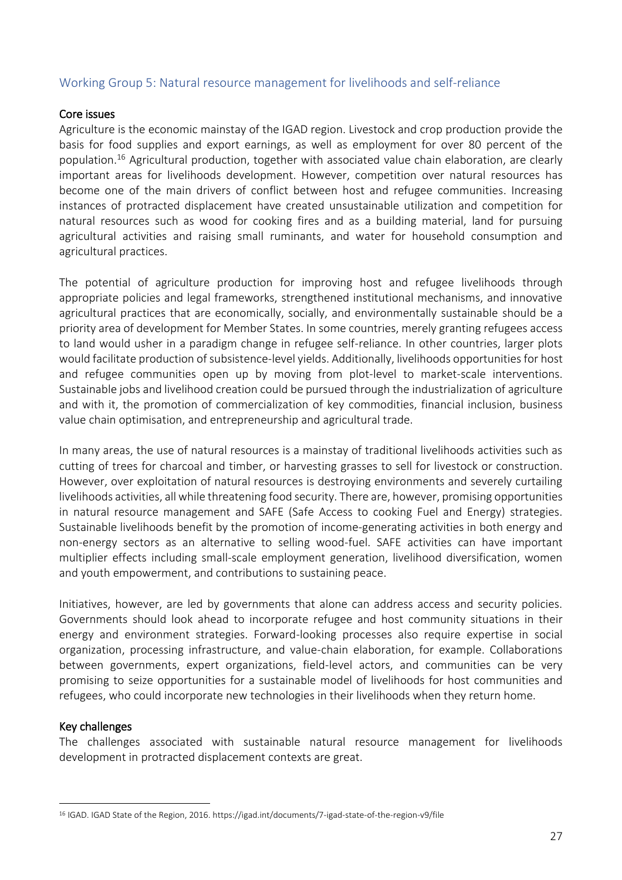## Working Group 5: Natural resource management for livelihoods and self-reliance

### Core issues

Agriculture is the economic mainstay of the IGAD region. Livestock and crop production provide the basis for food supplies and export earnings, as well as employment for over 80 percent of the population.[16] Agricultural production, together with associated value chain elaboration, are clearly important areas for livelihoods development. However, competition over natural resources has become one of the main drivers of conflict between host and refugee communities. Increasing instances of protracted displacement have created unsustainable utilization and competition for natural resources such as wood for cooking fires and as a building material, land for pursuing agricultural activities and raising small ruminants, and water for household consumption and agricultural practices.

The potential of agriculture production for improving host and refugee livelihoods through appropriate policies and legal frameworks, strengthened institutional mechanisms, and innovative agricultural practices that are economically, socially, and environmentally sustainable should be a priority area of development for Member States. In some countries, merely granting refugees access to land would usher in a paradigm change in refugee self-reliance. In other countries, larger plots would facilitate production of subsistence-level yields. Additionally, livelihoods opportunities for host and refugee communities open up by moving from plot-level to market-scale interventions. Sustainable jobs and livelihood creation could be pursued through the industrialization of agriculture and with it, the promotion of commercialization of key commodities, financial inclusion, business value chain optimisation, and entrepreneurship and agricultural trade.

In many areas, the use of natural resources is a mainstay of traditional livelihoods activities such as cutting of trees for charcoal and timber, or harvesting grasses to sell for livestock or construction. However, over exploitation of natural resources is destroying environments and severely curtailing livelihoods activities, all while threatening food security. There are, however, promising opportunities in natural resource management and SAFE (Safe Access to cooking Fuel and Energy) strategies. Sustainable livelihoods benefit by the promotion of income-generating activities in both energy and non-energy sectors as an alternative to selling wood-fuel. SAFE activities can have important multiplier effects including small-scale employment generation, livelihood diversification, women and youth empowerment, and contributions to sustaining peace.

Initiatives, however, are led by governments that alone can address access and security policies. Governments should look ahead to incorporate refugee and host community situations in their energy and environment strategies. Forward-looking processes also require expertise in social organization, processing infrastructure, and value-chain elaboration, for example. Collaborations between governments, expert organizations, field-level actors, and communities can be very promising to seize opportunities for a sustainable model of livelihoods for host communities and refugees, who could incorporate new technologies in their livelihoods when they return home.

### Key challenges

The challenges associated with sustainable natural resource management for livelihoods development in protracted displacement contexts are great.

---

[16] IGAD. IGAD State of the Region, 2016. https://igad.int/documents/7-igad-state-of-the-region-v9/file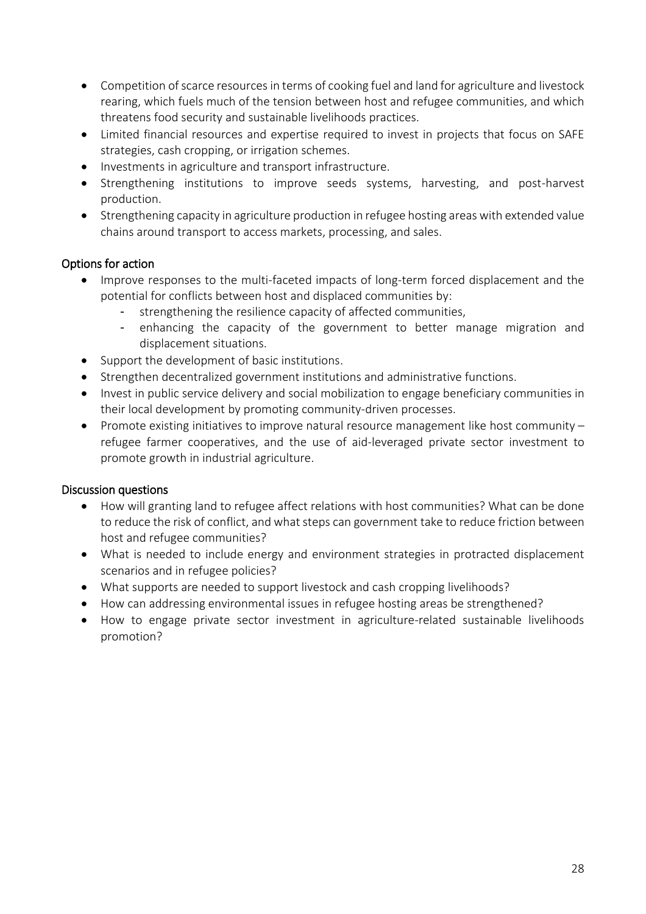- Competition of scarce resources in terms of cooking fuel and land for agriculture and livestock rearing, which fuels much of the tension between host and refugee communities, and which threatens food security and sustainable livelihoods practices.
- Limited financial resources and expertise required to invest in projects that focus on SAFE strategies, cash cropping, or irrigation schemes.
- Investments in agriculture and transport infrastructure.
- Strengthening institutions to improve seeds systems, harvesting, and post-harvest production.
- Strengthening capacity in agriculture production in refugee hosting areas with extended value chains around transport to access markets, processing, and sales.

## Options for action

- Improve responses to the multi-faceted impacts of long-term forced displacement and the potential for conflicts between host and displaced communities by:
  - strengthening the resilience capacity of affected communities,
  - enhancing the capacity of the government to better manage migration and displacement situations.
- Support the development of basic institutions.
- Strengthen decentralized government institutions and administrative functions.
- Invest in public service delivery and social mobilization to engage beneficiary communities in their local development by promoting community-driven processes.
- Promote existing initiatives to improve natural resource management like host community – refugee farmer cooperatives, and the use of aid-leveraged private sector investment to promote growth in industrial agriculture.

## Discussion questions

- How will granting land to refugee affect relations with host communities? What can be done to reduce the risk of conflict, and what steps can government take to reduce friction between host and refugee communities?
- What is needed to include energy and environment strategies in protracted displacement scenarios and in refugee policies?
- What supports are needed to support livestock and cash cropping livelihoods?
- How can addressing environmental issues in refugee hosting areas be strengthened?
- How to engage private sector investment in agriculture-related sustainable livelihoods promotion?